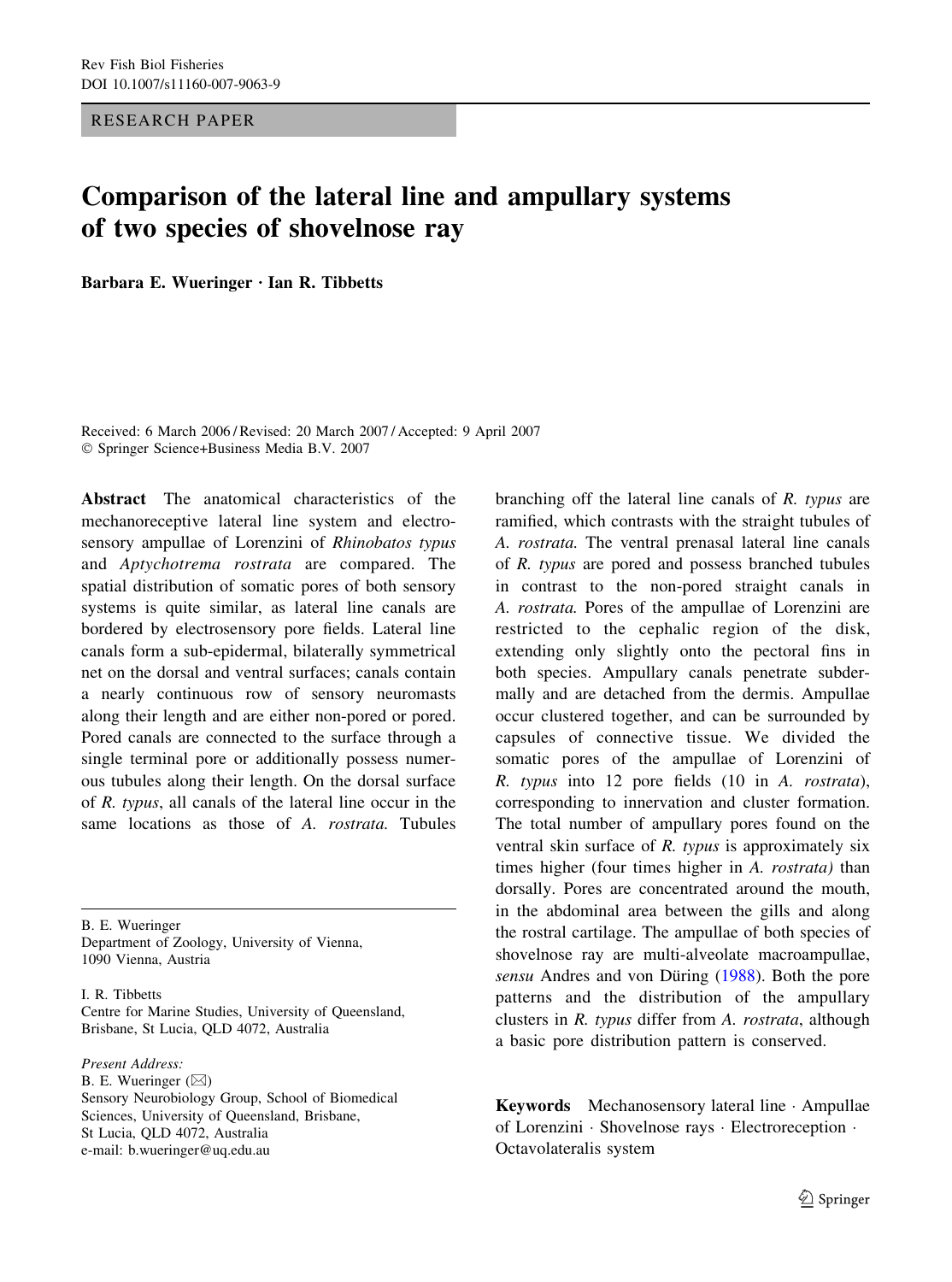RESEARCH PAPER

# Comparison of the lateral line and ampullary systems of two species of shovelnose ray

**Barbara E. Wueringer · Ian R. Tibbetts**

Received: 6 March 2006 / Revised: 20 March 2007 / Accepted: 9 April 2007
© Springer Science+Business Media B.V. 2007

**Abstract** The anatomical characteristics of the mechanoreceptive lateral line system and electrosensory ampullae of Lorenzini of *Rhinobatos typus* and *Aptychotrema rostrata* are compared. The spatial distribution of somatic pores of both sensory systems is quite similar, as lateral line canals are bordered by electrosensory pore fields. Lateral line canals form a sub-epidermal, bilaterally symmetrical net on the dorsal and ventral surfaces; canals contain a nearly continuous row of sensory neuromasts along their length and are either non-pored or pored. Pored canals are connected to the surface through a single terminal pore or additionally possess numerous tubules along their length. On the dorsal surface of *R. typus*, all canals of the lateral line occur in the same locations as those of *A. rostrata*. Tubules branching off the lateral line canals of *R. typus* are ramified, which contrasts with the straight tubules of *A. rostrata*. The ventral prenasal lateral line canals of *R. typus* are pored and possess branched tubules in contrast to the non-pored straight canals in *A. rostrata*. Pores of the ampullae of Lorenzini are restricted to the cephalic region of the disk, extending only slightly onto the pectoral fins in both species. Ampullary canals penetrate subdermally and are detached from the dermis. Ampullae occur clustered together, and can be surrounded by capsules of connective tissue. We divided the somatic pores of the ampullae of Lorenzini of *R. typus* into 12 pore fields (10 in *A. rostrata*), corresponding to innervation and cluster formation. The total number of ampullary pores found on the ventral skin surface of *R. typus* is approximately six times higher (four times higher in *A. rostrata)* than dorsally. Pores are concentrated around the mouth, in the abdominal area between the gills and along the rostral cartilage. The ampullae of both species of shovelnose ray are multi-alveolate macroampullae, *sensu* Andres and von Düring (1988). Both the pore patterns and the distribution of the ampullary clusters in *R. typus* differ from *A. rostrata*, although a basic pore distribution pattern is conserved.

**Keywords** Mechanosensory lateral line · Ampullae of Lorenzini · Shovelnose rays · Electroreception · Octavolateralis system

---

B. E. Wueringer
Department of Zoology, University of Vienna, 1090 Vienna, Austria

I. R. Tibbetts
Centre for Marine Studies, University of Queensland, Brisbane, St Lucia, QLD 4072, Australia

*Present Address:*
B. E. Wueringer (✉)
Sensory Neurobiology Group, School of Biomedical Sciences, University of Queensland, Brisbane, St Lucia, QLD 4072, Australia
e-mail: b.wueringer@uq.edu.au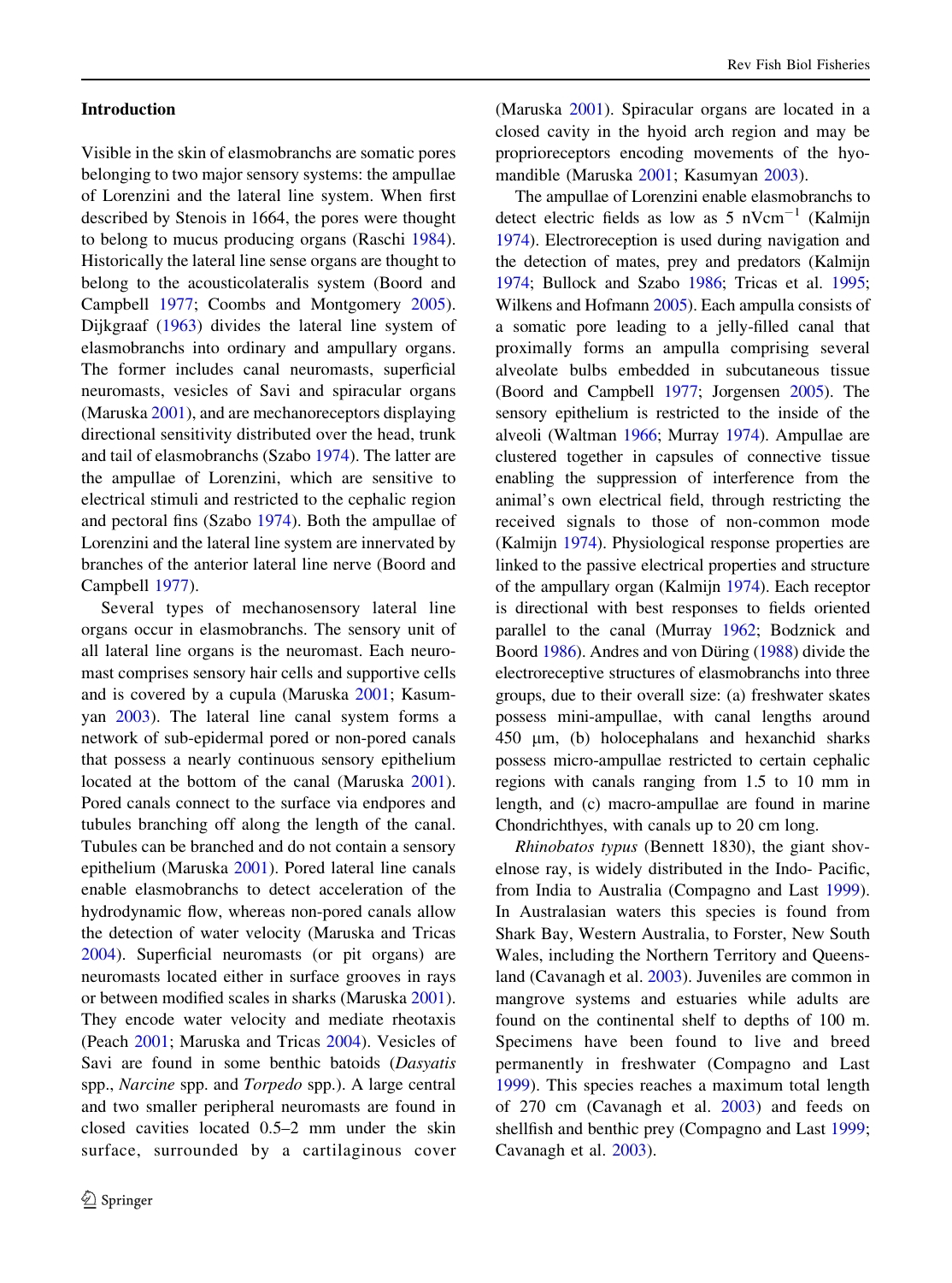## Introduction

Visible in the skin of elasmobranchs are somatic pores belonging to two major sensory systems: the ampullae of Lorenzini and the lateral line system. When first described by Stenois in 1664, the pores were thought to belong to mucus producing organs (Raschi 1984). Historically the lateral line sense organs are thought to belong to the acousticolateralis system (Boord and Campbell 1977; Coombs and Montgomery 2005). Dijkgraaf (1963) divides the lateral line system of elasmobranchs into ordinary and ampullary organs. The former includes canal neuromasts, superficial neuromasts, vesicles of Savi and spiracular organs (Maruska 2001), and are mechanoreceptors displaying directional sensitivity distributed over the head, trunk and tail of elasmobranchs (Szabo 1974). The latter are the ampullae of Lorenzini, which are sensitive to electrical stimuli and restricted to the cephalic region and pectoral fins (Szabo 1974). Both the ampullae of Lorenzini and the lateral line system are innervated by branches of the anterior lateral line nerve (Boord and Campbell 1977).

Several types of mechanosensory lateral line organs occur in elasmobranchs. The sensory unit of all lateral line organs is the neuromast. Each neuromast comprises sensory hair cells and supportive cells and is covered by a cupula (Maruska 2001; Kasumyan 2003). The lateral line canal system forms a network of sub-epidermal pored or non-pored canals that possess a nearly continuous sensory epithelium located at the bottom of the canal (Maruska 2001). Pored canals connect to the surface via endpores and tubules branching off along the length of the canal. Tubules can be branched and do not contain a sensory epithelium (Maruska 2001). Pored lateral line canals enable elasmobranchs to detect acceleration of the hydrodynamic flow, whereas non-pored canals allow the detection of water velocity (Maruska and Tricas 2004). Superficial neuromasts (or pit organs) are neuromasts located either in surface grooves in rays or between modified scales in sharks (Maruska 2001). They encode water velocity and mediate rheotaxis (Peach 2001; Maruska and Tricas 2004). Vesicles of Savi are found in some benthic batoids (*Dasyatis* spp., *Narcine* spp. and *Torpedo* spp.). A large central and two smaller peripheral neuromasts are found in closed cavities located 0.5–2 mm under the skin surface, surrounded by a cartilaginous cover (Maruska 2001). Spiracular organs are located in a closed cavity in the hyoid arch region and may be proprioreceptors encoding movements of the hyomandible (Maruska 2001; Kasumyan 2003).

The ampullae of Lorenzini enable elasmobranchs to detect electric fields as low as 5 $\text{nVcm}^{-1}$ (Kalmijn 1974). Electroreception is used during navigation and the detection of mates, prey and predators (Kalmijn 1974; Bullock and Szabo 1986; Tricas et al. 1995; Wilkens and Hofmann 2005). Each ampulla consists of a somatic pore leading to a jelly-filled canal that proximally forms an ampulla comprising several alveolate bulbs embedded in subcutaneous tissue (Boord and Campbell 1977; Jorgensen 2005). The sensory epithelium is restricted to the inside of the alveoli (Waltman 1966; Murray 1974). Ampullae are clustered together in capsules of connective tissue enabling the suppression of interference from the animal's own electrical field, through restricting the received signals to those of non-common mode (Kalmijn 1974). Physiological response properties are linked to the passive electrical properties and structure of the ampullary organ (Kalmijn 1974). Each receptor is directional with best responses to fields oriented parallel to the canal (Murray 1962; Bodznick and Boord 1986). Andres and von Düring (1988) divide the electroreceptive structures of elasmobranchs into three groups, due to their overall size: (a) freshwater skates possess mini-ampullae, with canal lengths around 450 μm, (b) holocephalans and hexanchid sharks possess micro-ampullae restricted to certain cephalic regions with canals ranging from 1.5 to 10 mm in length, and (c) macro-ampullae are found in marine Chondrichthyes, with canals up to 20 cm long.

*Rhinobatos typus* (Bennett 1830), the giant shovelnose ray, is widely distributed in the Indo- Pacific, from India to Australia (Compagno and Last 1999). In Australasian waters this species is found from Shark Bay, Western Australia, to Forster, New South Wales, including the Northern Territory and Queensland (Cavanagh et al. 2003). Juveniles are common in mangrove systems and estuaries while adults are found on the continental shelf to depths of 100 m. Specimens have been found to live and breed permanently in freshwater (Compagno and Last 1999). This species reaches a maximum total length of 270 cm (Cavanagh et al. 2003) and feeds on shellfish and benthic prey (Compagno and Last 1999; Cavanagh et al. 2003).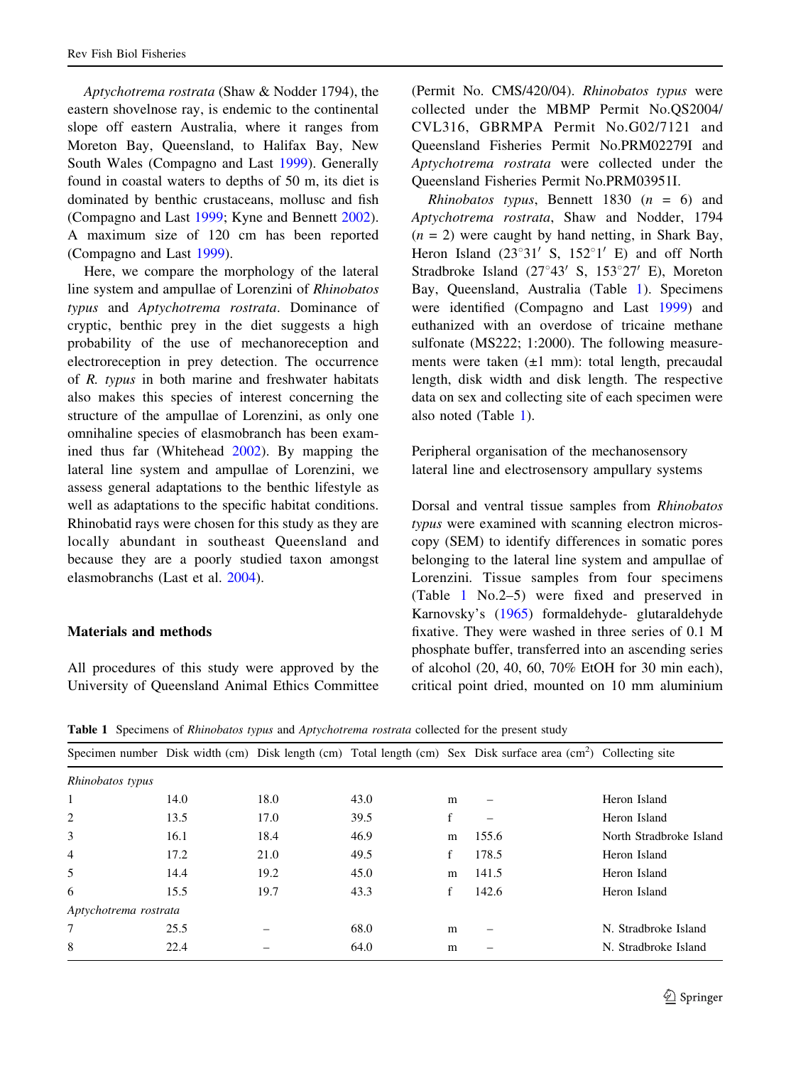*Aptychotrema rostrata* (Shaw & Nodder 1794), the eastern shovelnose ray, is endemic to the continental slope off eastern Australia, where it ranges from Moreton Bay, Queensland, to Halifax Bay, New South Wales (Compagno and Last 1999). Generally found in coastal waters to depths of 50 m, its diet is dominated by benthic crustaceans, mollusc and fish (Compagno and Last 1999; Kyne and Bennett 2002). A maximum size of 120 cm has been reported (Compagno and Last 1999).

Here, we compare the morphology of the lateral line system and ampullae of Lorenzini of *Rhinobatos typus* and *Aptychotrema rostrata*. Dominance of cryptic, benthic prey in the diet suggests a high probability of the use of mechanoreception and electroreception in prey detection. The occurrence of *R. typus* in both marine and freshwater habitats also makes this species of interest concerning the structure of the ampullae of Lorenzini, as only one omnihaline species of elasmobranch has been examined thus far (Whitehead 2002). By mapping the lateral line system and ampullae of Lorenzini, we assess general adaptations to the benthic lifestyle as well as adaptations to the specific habitat conditions. Rhinobatid rays were chosen for this study as they are locally abundant in southeast Queensland and because they are a poorly studied taxon amongst elasmobranchs (Last et al. 2004).

## Materials and methods

All procedures of this study were approved by the University of Queensland Animal Ethics Committee (Permit No. CMS/420/04). *Rhinobatos typus* were collected under the MBMP Permit No.QS2004/CVL316, GBRMPA Permit No.G02/7121 and Queensland Fisheries Permit No.PRM02279I and *Aptychotrema rostrata* were collected under the Queensland Fisheries Permit No.PRM03951I.

*Rhinobatos typus*, Bennett 1830 ($n$ = 6) and *Aptychotrema rostrata*, Shaw and Nodder, 1794 ($n$ = 2) were caught by hand netting, in Shark Bay, Heron Island (23°31′ S, 152°1′ E) and off North Stradbroke Island (27°43′ S, 153°27′ E), Moreton Bay, Queensland, Australia (Table 1). Specimens were identified (Compagno and Last 1999) and euthanized with an overdose of tricaine methane sulfonate (MS222; 1:2000). The following measurements were taken (±1 mm): total length, precaudal length, disk width and disk length. The respective data on sex and collecting site of each specimen were also noted (Table 1).

### Peripheral organisation of the mechanosensory lateral line and electrosensory ampullary systems

Dorsal and ventral tissue samples from *Rhinobatos typus* were examined with scanning electron microscopy (SEM) to identify differences in somatic pores belonging to the lateral line system and ampullae of Lorenzini. Tissue samples from four specimens (Table 1 No.2–5) were fixed and preserved in Karnovsky's (1965) formaldehyde- glutaraldehyde fixative. They were washed in three series of 0.1 M phosphate buffer, transferred into an ascending series of alcohol (20, 40, 60, 70% EtOH for 30 min each), critical point dried, mounted on 10 mm aluminium

**Table 1** Specimens of *Rhinobatos typus* and *Aptychotrema rostrata* collected for the present study

| Specimen number | Disk width (cm) | Disk length (cm) | Total length (cm) | Sex | Disk surface area (cm$^2$) | Collecting site |
|---|---|---|---|---|---|---|
| *Rhinobatos typus* | | | | | | |
| 1 | 14.0 | 18.0 | 43.0 | m | – | Heron Island |
| 2 | 13.5 | 17.0 | 39.5 | f | – | Heron Island |
| 3 | 16.1 | 18.4 | 46.9 | m | 155.6 | North Stradbroke Island |
| 4 | 17.2 | 21.0 | 49.5 | f | 178.5 | Heron Island |
| 5 | 14.4 | 19.2 | 45.0 | m | 141.5 | Heron Island |
| 6 | 15.5 | 19.7 | 43.3 | f | 142.6 | Heron Island |
| *Aptychotrema rostrata* | | | | | | |
| 7 | 25.5 | – | 68.0 | m | – | N. Stradbroke Island |
| 8 | 22.4 | – | 64.0 | m | – | N. Stradbroke Island |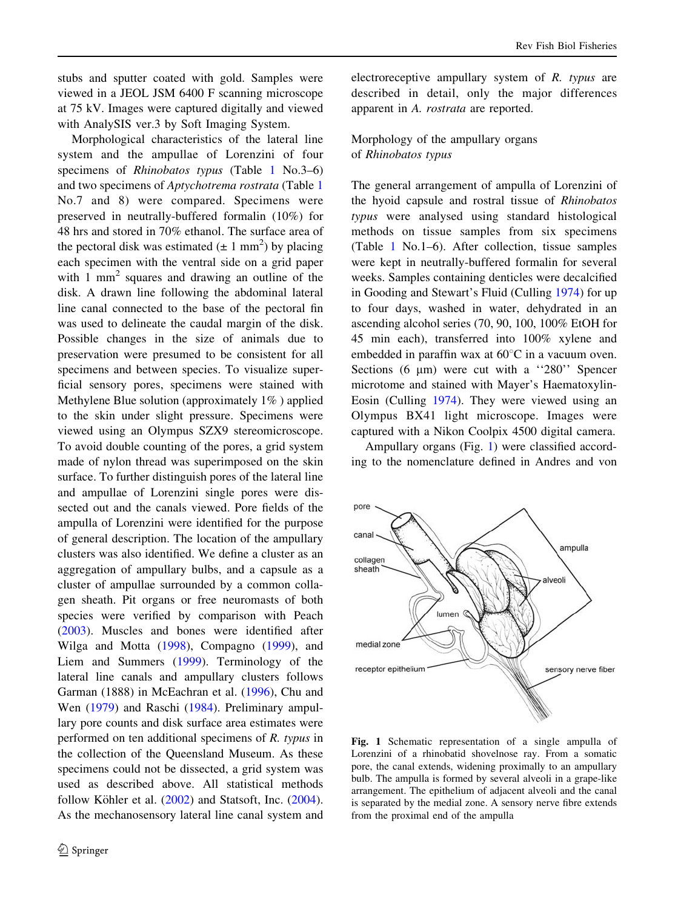stubs and sputter coated with gold. Samples were viewed in a JEOL JSM 6400 F scanning microscope at 75 kV. Images were captured digitally and viewed with AnalySIS ver.3 by Soft Imaging System.

Morphological characteristics of the lateral line system and the ampullae of Lorenzini of four specimens of *Rhinobatos typus* (Table 1 No.3–6) and two specimens of *Aptychotrema rostrata* (Table 1 No.7 and 8) were compared. Specimens were preserved in neutrally-buffered formalin (10%) for 48 hrs and stored in 70% ethanol. The surface area of the pectoral disk was estimated (± 1 mm$^2$) by placing each specimen with the ventral side on a grid paper with 1 mm$^2$ squares and drawing an outline of the disk. A drawn line following the abdominal lateral line canal connected to the base of the pectoral fin was used to delineate the caudal margin of the disk. Possible changes in the size of animals due to preservation were presumed to be consistent for all specimens and between species. To visualize superficial sensory pores, specimens were stained with Methylene Blue solution (approximately 1% ) applied to the skin under slight pressure. Specimens were viewed using an Olympus SZX9 stereomicroscope. To avoid double counting of the pores, a grid system made of nylon thread was superimposed on the skin surface. To further distinguish pores of the lateral line and ampullae of Lorenzini single pores were dissected out and the canals viewed. Pore fields of the ampulla of Lorenzini were identified for the purpose of general description. The location of the ampullary clusters was also identified. We define a cluster as an aggregation of ampullary bulbs, and a capsule as a cluster of ampullae surrounded by a common collagen sheath. Pit organs or free neuromasts of both species were verified by comparison with Peach (2003). Muscles and bones were identified after Wilga and Motta (1998), Compagno (1999), and Liem and Summers (1999). Terminology of the lateral line canals and ampullary clusters follows Garman (1888) in McEachran et al. (1996), Chu and Wen (1979) and Raschi (1984). Preliminary ampullary pore counts and disk surface area estimates were performed on ten additional specimens of *R. typus* in the collection of the Queensland Museum. As these specimens could not be dissected, a grid system was used as described above. All statistical methods follow Köhler et al. (2002) and Statsoft, Inc. (2004). As the mechanosensory lateral line canal system and electroreceptive ampullary system of *R. typus* are described in detail, only the major differences apparent in *A. rostrata* are reported.

## Morphology of the ampullary organs of *Rhinobatos typus*

The general arrangement of ampulla of Lorenzini of the hyoid capsule and rostral tissue of *Rhinobatos typus* were analysed using standard histological methods on tissue samples from six specimens (Table 1 No.1–6). After collection, tissue samples were kept in neutrally-buffered formalin for several weeks. Samples containing denticles were decalcified in Gooding and Stewart's Fluid (Culling 1974) for up to four days, washed in water, dehydrated in an ascending alcohol series (70, 90, 100, 100% EtOH for 45 min each), transferred into 100% xylene and embedded in paraffin wax at 60°C in a vacuum oven. Sections (6 μm) were cut with a ''280'' Spencer microtome and stained with Mayer's Haematoxylin-Eosin (Culling 1974). They were viewed using an Olympus BX41 light microscope. Images were captured with a Nikon Coolpix 4500 digital camera.

Ampullary organs (Fig. 1) were classified according to the nomenclature defined in Andres and von

**Fig. 1** Schematic representation of a single ampulla of Lorenzini of a rhinobatid shovelnose ray. From a somatic pore, the canal extends, widening proximally to an ampullary bulb. The ampulla is formed by several alveoli in a grape-like arrangement. The epithelium of adjacent alveoli and the canal is separated by the medial zone. A sensory nerve fibre extends from the proximal end of the ampulla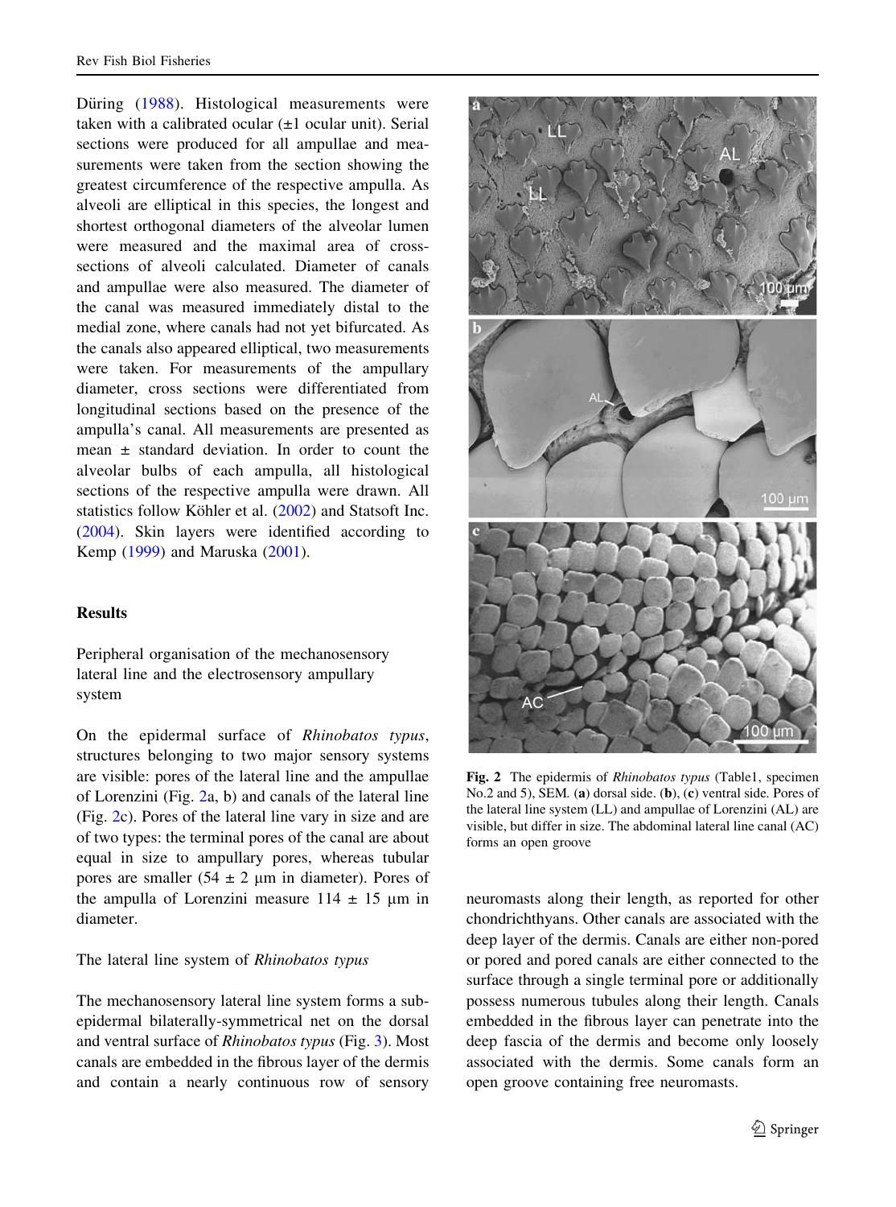Düring (1988). Histological measurements were taken with a calibrated ocular (±1 ocular unit). Serial sections were produced for all ampullae and measurements were taken from the section showing the greatest circumference of the respective ampulla. As alveoli are elliptical in this species, the longest and shortest orthogonal diameters of the alveolar lumen were measured and the maximal area of cross-sections of alveoli calculated. Diameter of canals and ampullae were also measured. The diameter of the canal was measured immediately distal to the medial zone, where canals had not yet bifurcated. As the canals also appeared elliptical, two measurements were taken. For measurements of the ampullary diameter, cross sections were differentiated from longitudinal sections based on the presence of the ampulla's canal. All measurements are presented as mean ± standard deviation. In order to count the alveolar bulbs of each ampulla, all histological sections of the respective ampulla were drawn. All statistics follow Köhler et al. (2002) and Statsoft Inc. (2004). Skin layers were identified according to Kemp (1999) and Maruska (2001).

## Results

### Peripheral organisation of the mechanosensory lateral line and the electrosensory ampullary system

On the epidermal surface of *Rhinobatos typus*, structures belonging to two major sensory systems are visible: pores of the lateral line and the ampullae of Lorenzini (Fig. 2a, b) and canals of the lateral line (Fig. 2c). Pores of the lateral line vary in size and are of two types: the terminal pores of the canal are about equal in size to ampullary pores, whereas tubular pores are smaller (54 ± 2 μm in diameter). Pores of the ampulla of Lorenzini measure 114 ± 15 μm in diameter.

### The lateral line system of *Rhinobatos typus*

The mechanosensory lateral line system forms a sub-epidermal bilaterally-symmetrical net on the dorsal and ventral surface of *Rhinobatos typus* (Fig. 3). Most canals are embedded in the fibrous layer of the dermis and contain a nearly continuous row of sensory neuromasts along their length, as reported for other chondrichthyans. Other canals are associated with the deep layer of the dermis. Canals are either non-pored or pored and pored canals are either connected to the surface through a single terminal pore or additionally possess numerous tubules along their length. Canals embedded in the fibrous layer can penetrate into the deep fascia of the dermis and become only loosely associated with the dermis. Some canals form an open groove containing free neuromasts.

**Fig. 2** The epidermis of *Rhinobatos typus* (Table1, specimen No.2 and 5), SEM. (**a**) dorsal side. (**b**), (**c**) ventral side. Pores of the lateral line system (LL) and ampullae of Lorenzini (AL) are visible, but differ in size. The abdominal lateral line canal (AC) forms an open groove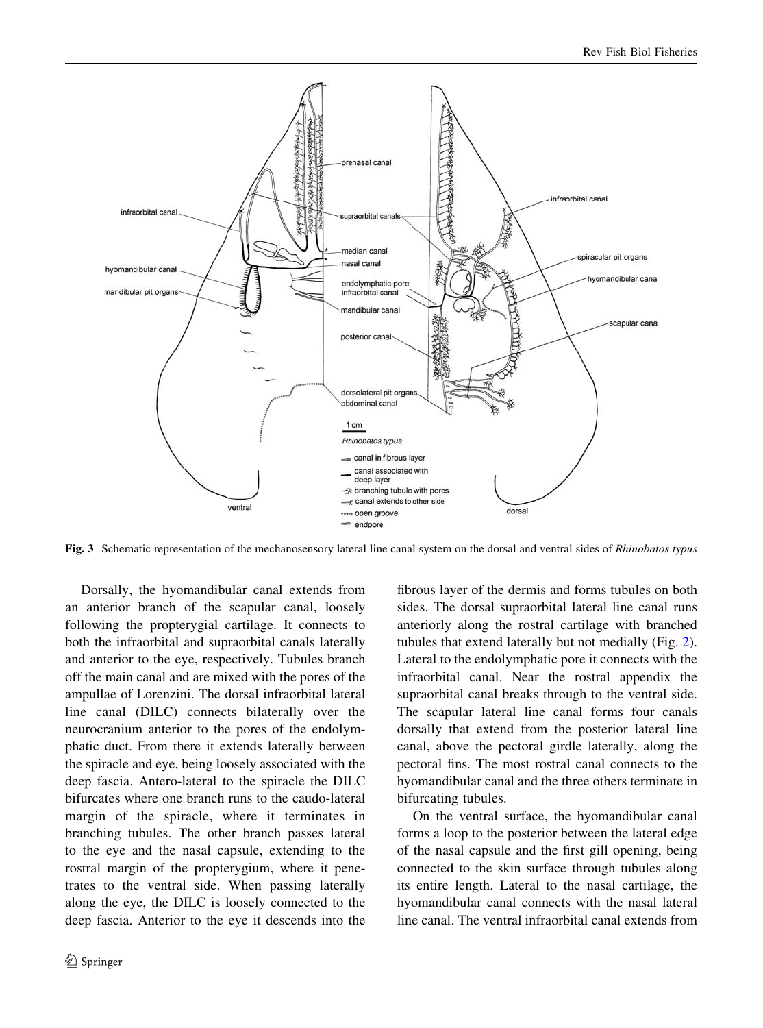**Fig. 3** Schematic representation of the mechanosensory lateral line canal system on the dorsal and ventral sides of *Rhinobatos typus*

Dorsally, the hyomandibular canal extends from an anterior branch of the scapular canal, loosely following the propterygial cartilage. It connects to both the infraorbital and supraorbital canals laterally and anterior to the eye, respectively. Tubules branch off the main canal and are mixed with the pores of the ampullae of Lorenzini. The dorsal infraorbital lateral line canal (DILC) connects bilaterally over the neurocranium anterior to the pores of the endolymphatic duct. From there it extends laterally between the spiracle and eye, being loosely associated with the deep fascia. Antero-lateral to the spiracle the DILC bifurcates where one branch runs to the caudo-lateral margin of the spiracle, where it terminates in branching tubules. The other branch passes lateral to the eye and the nasal capsule, extending to the rostral margin of the propterygium, where it penetrates to the ventral side. When passing laterally along the eye, the DILC is loosely connected to the deep fascia. Anterior to the eye it descends into the fibrous layer of the dermis and forms tubules on both sides. The dorsal supraorbital lateral line canal runs anteriorly along the rostral cartilage with branched tubules that extend laterally but not medially (Fig. 2). Lateral to the endolymphatic pore it connects with the infraorbital canal. Near the rostral appendix the supraorbital canal breaks through to the ventral side. The scapular lateral line canal forms four canals dorsally that extend from the posterior lateral line canal, above the pectoral girdle laterally, along the pectoral fins. The most rostral canal connects to the hyomandibular canal and the three others terminate in bifurcating tubules.

On the ventral surface, the hyomandibular canal forms a loop to the posterior between the lateral edge of the nasal capsule and the first gill opening, being connected to the skin surface through tubules along its entire length. Lateral to the nasal cartilage, the hyomandibular canal connects with the nasal lateral line canal. The ventral infraorbital canal extends from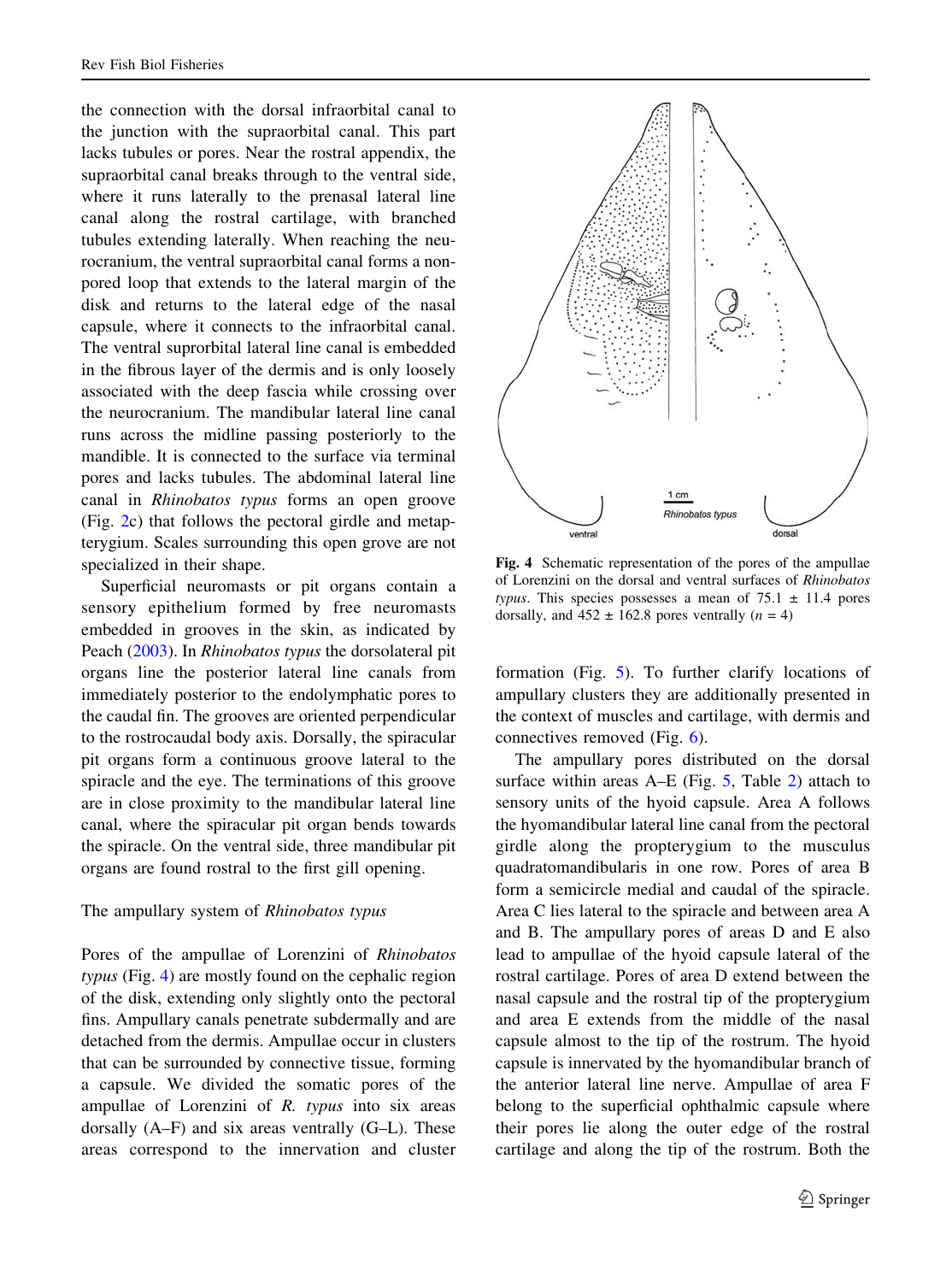the connection with the dorsal infraorbital canal to the junction with the supraorbital canal. This part lacks tubules or pores. Near the rostral appendix, the supraorbital canal breaks through to the ventral side, where it runs laterally to the prenasal lateral line canal along the rostral cartilage, with branched tubules extending laterally. When reaching the neurocranium, the ventral supraorbital canal forms a non-pored loop that extends to the lateral margin of the disk and returns to the lateral edge of the nasal capsule, where it connects to the infraorbital canal. The ventral suprorbital lateral line canal is embedded in the fibrous layer of the dermis and is only loosely associated with the deep fascia while crossing over the neurocranium. The mandibular lateral line canal runs across the midline passing posteriorly to the mandible. It is connected to the surface via terminal pores and lacks tubules. The abdominal lateral line canal in *Rhinobatos typus* forms an open groove (Fig. 2c) that follows the pectoral girdle and metapterygium. Scales surrounding this open grove are not specialized in their shape.

Superficial neuromasts or pit organs contain a sensory epithelium formed by free neuromasts embedded in grooves in the skin, as indicated by Peach (2003). In *Rhinobatos typus* the dorsolateral pit organs line the posterior lateral line canals from immediately posterior to the endolymphatic pores to the caudal fin. The grooves are oriented perpendicular to the rostrocaudal body axis. Dorsally, the spiracular pit organs form a continuous groove lateral to the spiracle and the eye. The terminations of this groove are in close proximity to the mandibular lateral line canal, where the spiracular pit organ bends towards the spiracle. On the ventral side, three mandibular pit organs are found rostral to the first gill opening.

## The ampullary system of *Rhinobatos typus*

Pores of the ampullae of Lorenzini of *Rhinobatos typus* (Fig. 4) are mostly found on the cephalic region of the disk, extending only slightly onto the pectoral fins. Ampullary canals penetrate subdermally and are detached from the dermis. Ampullae occur in clusters that can be surrounded by connective tissue, forming a capsule. We divided the somatic pores of the ampullae of Lorenzini of *R. typus* into six areas dorsally (A–F) and six areas ventrally (G–L). These areas correspond to the innervation and cluster formation (Fig. 5). To further clarify locations of ampullary clusters they are additionally presented in the context of muscles and cartilage, with dermis and connectives removed (Fig. 6).

**Fig. 4** Schematic representation of the pores of the ampullae of Lorenzini on the dorsal and ventral surfaces of *Rhinobatos typus*. This species possesses a mean of 75.1 ± 11.4 pores dorsally, and 452 ± 162.8 pores ventrally ($n = 4$)

The ampullary pores distributed on the dorsal surface within areas A–E (Fig. 5, Table 2) attach to sensory units of the hyoid capsule. Area A follows the hyomandibular lateral line canal from the pectoral girdle along the propterygium to the musculus quadratomandibularis in one row. Pores of area B form a semicircle medial and caudal of the spiracle. Area C lies lateral to the spiracle and between area A and B. The ampullary pores of areas D and E also lead to ampullae of the hyoid capsule lateral of the rostral cartilage. Pores of area D extend between the nasal capsule and the rostral tip of the propterygium and area E extends from the middle of the nasal capsule almost to the tip of the rostrum. The hyoid capsule is innervated by the hyomandibular branch of the anterior lateral line nerve. Ampullae of area F belong to the superficial ophthalmic capsule where their pores lie along the outer edge of the rostral cartilage and along the tip of the rostrum. Both the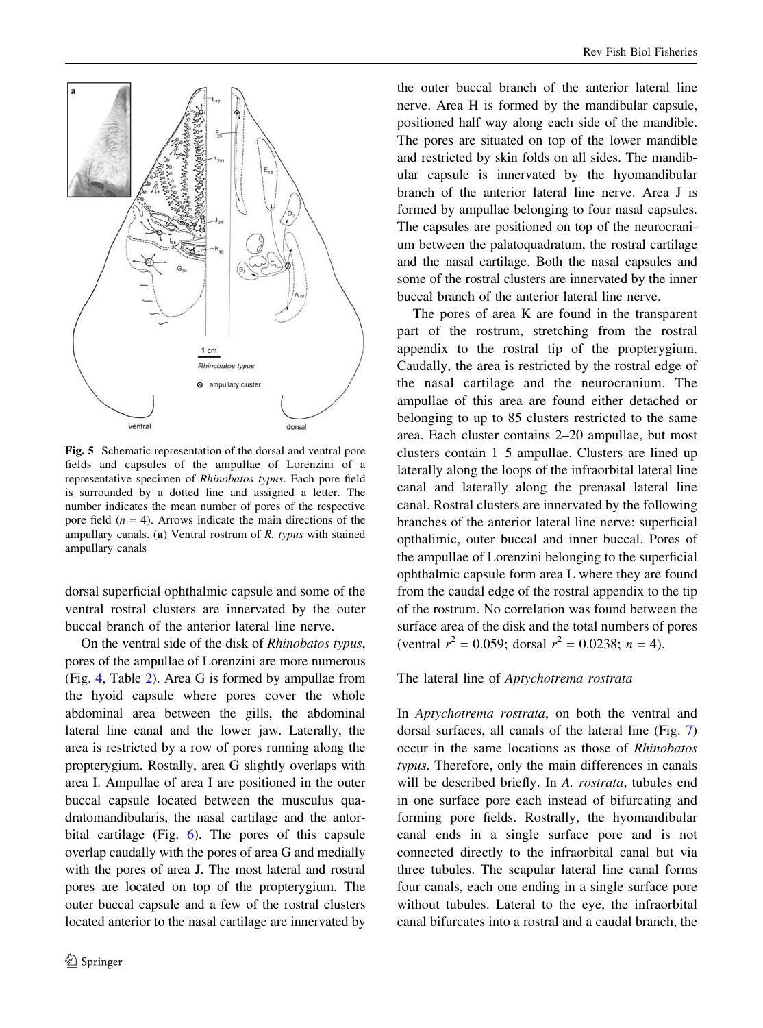Fig. 5 Schematic representation of the dorsal and ventral pore fields and capsules of the ampullae of Lorenzini of a representative specimen of *Rhinobatos typus*. Each pore field is surrounded by a dotted line and assigned a letter. The number indicates the mean number of pores of the respective pore field ($n = 4$). Arrows indicate the main directions of the ampullary canals. (**a**) Ventral rostrum of *R. typus* with stained ampullary canals

dorsal superficial ophthalmic capsule and some of the ventral rostral clusters are innervated by the outer buccal branch of the anterior lateral line nerve.

On the ventral side of the disk of *Rhinobatos typus*, pores of the ampullae of Lorenzini are more numerous (Fig. 4, Table 2). Area G is formed by ampullae from the hyoid capsule where pores cover the whole abdominal area between the gills, the abdominal lateral line canal and the lower jaw. Laterally, the area is restricted by a row of pores running along the propterygium. Rostally, area G slightly overlaps with area I. Ampullae of area I are positioned in the outer buccal capsule located between the musculus quadratomandibularis, the nasal cartilage and the antorbital cartilage (Fig. 6). The pores of this capsule overlap caudally with the pores of area G and medially with the pores of area J. The most lateral and rostral pores are located on top of the propterygium. The outer buccal capsule and a few of the rostral clusters located anterior to the nasal cartilage are innervated by the outer buccal branch of the anterior lateral line nerve. Area H is formed by the mandibular capsule, positioned half way along each side of the mandible. The pores are situated on top of the lower mandible and restricted by skin folds on all sides. The mandibular capsule is innervated by the hyomandibular branch of the anterior lateral line nerve. Area J is formed by ampullae belonging to four nasal capsules. The capsules are positioned on top of the neurocranium between the palatoquadratum, the rostral cartilage and the nasal cartilage. Both the nasal capsules and some of the rostral clusters are innervated by the inner buccal branch of the anterior lateral line nerve.

The pores of area K are found in the transparent part of the rostrum, stretching from the rostral appendix to the rostral tip of the propterygium. Caudally, the area is restricted by the rostral edge of the nasal cartilage and the neurocranium. The ampullae of this area are found either detached or belonging to up to 85 clusters restricted to the same area. Each cluster contains 2–20 ampullae, but most clusters contain 1–5 ampullae. Clusters are lined up laterally along the loops of the infraorbital lateral line canal and laterally along the prenasal lateral line canal. Rostral clusters are innervated by the following branches of the anterior lateral line nerve: superficial opthalimic, outer buccal and inner buccal. Pores of the ampullae of Lorenzini belonging to the superficial ophthalmic capsule form area L where they are found from the caudal edge of the rostral appendix to the tip of the rostrum. No correlation was found between the surface area of the disk and the total numbers of pores (ventral $r^2 = 0.059$; dorsal $r^2 = 0.0238$; $n = 4$).

## The lateral line of *Aptychotrema rostrata*

In *Aptychotrema rostrata*, on both the ventral and dorsal surfaces, all canals of the lateral line (Fig. 7) occur in the same locations as those of *Rhinobatos typus*. Therefore, only the main differences in canals will be described briefly. In *A. rostrata*, tubules end in one surface pore each instead of bifurcating and forming pore fields. Rostrally, the hyomandibular canal ends in a single surface pore and is not connected directly to the infraorbital canal but via three tubules. The scapular lateral line canal forms four canals, each one ending in a single surface pore without tubules. Lateral to the eye, the infraorbital canal bifurcates into a rostral and a caudal branch, the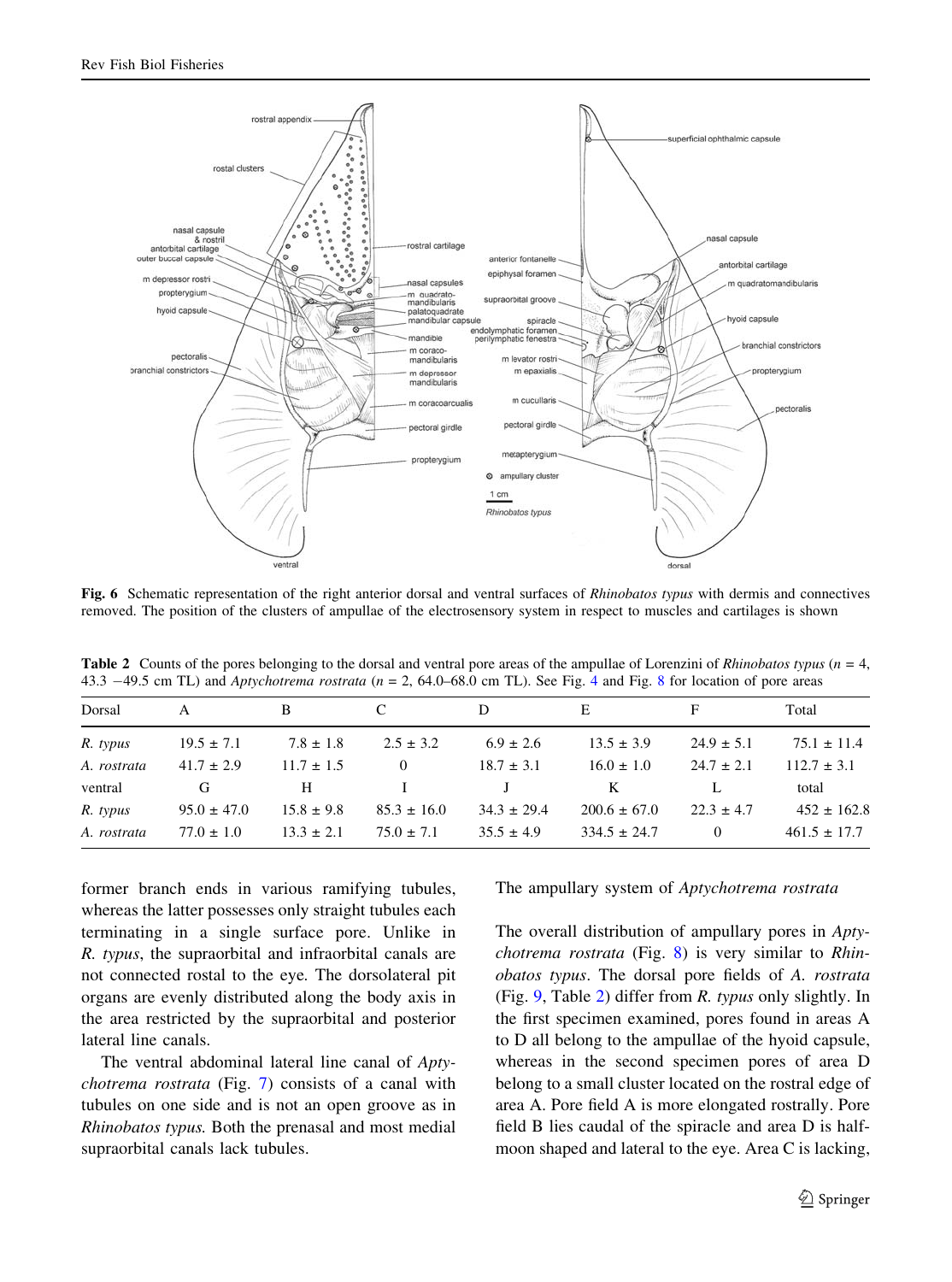**Fig. 6** Schematic representation of the right anterior dorsal and ventral surfaces of *Rhinobatos typus* with dermis and connectives removed. The position of the clusters of ampullae of the electrosensory system in respect to muscles and cartilages is shown

**Table 2** Counts of the pores belonging to the dorsal and ventral pore areas of the ampullae of Lorenzini of *Rhinobatos typus* ($n = 4$, 43.3 −49.5 cm TL) and *Aptychotrema rostrata* ($n = 2$, 64.0–68.0 cm TL). See Fig. 4 and Fig. 8 for location of pore areas

| Dorsal | A | B | C | D | E | F | Total |
|---|---|---|---|---|---|---|---|
| *R. typus* | 19.5 ± 7.1 | 7.8 ± 1.8 | 2.5 ± 3.2 | 6.9 ± 2.6 | 13.5 ± 3.9 | 24.9 ± 5.1 | 75.1 ± 11.4 |
| *A. rostrata* | 41.7 ± 2.9 | 11.7 ± 1.5 | 0 | 18.7 ± 3.1 | 16.0 ± 1.0 | 24.7 ± 2.1 | 112.7 ± 3.1 |
| ventral | G | H | I | J | K | L | total |
| *R. typus* | 95.0 ± 47.0 | 15.8 ± 9.8 | 85.3 ± 16.0 | 34.3 ± 29.4 | 200.6 ± 67.0 | 22.3 ± 4.7 | 452 ± 162.8 |
| *A. rostrata* | 77.0 ± 1.0 | 13.3 ± 2.1 | 75.0 ± 7.1 | 35.5 ± 4.9 | 334.5 ± 24.7 | 0 | 461.5 ± 17.7 |

former branch ends in various ramifying tubules, whereas the latter possesses only straight tubules each terminating in a single surface pore. Unlike in *R. typus*, the supraorbital and infraorbital canals are not connected rostal to the eye. The dorsolateral pit organs are evenly distributed along the body axis in the area restricted by the supraorbital and posterior lateral line canals.

The ventral abdominal lateral line canal of *Aptychotrema rostrata* (Fig. 7) consists of a canal with tubules on one side and is not an open groove as in *Rhinobatos typus.* Both the prenasal and most medial supraorbital canals lack tubules.

## The ampullary system of *Aptychotrema rostrata*

The overall distribution of ampullary pores in *Aptychotrema rostrata* (Fig. 8) is very similar to *Rhinobatos typus*. The dorsal pore fields of *A. rostrata* (Fig. 9, Table 2) differ from *R. typus* only slightly. In the first specimen examined, pores found in areas A to D all belong to the ampullae of the hyoid capsule, whereas in the second specimen pores of area D belong to a small cluster located on the rostral edge of area A. Pore field A is more elongated rostrally. Pore field B lies caudal of the spiracle and area D is half-moon shaped and lateral to the eye. Area C is lacking,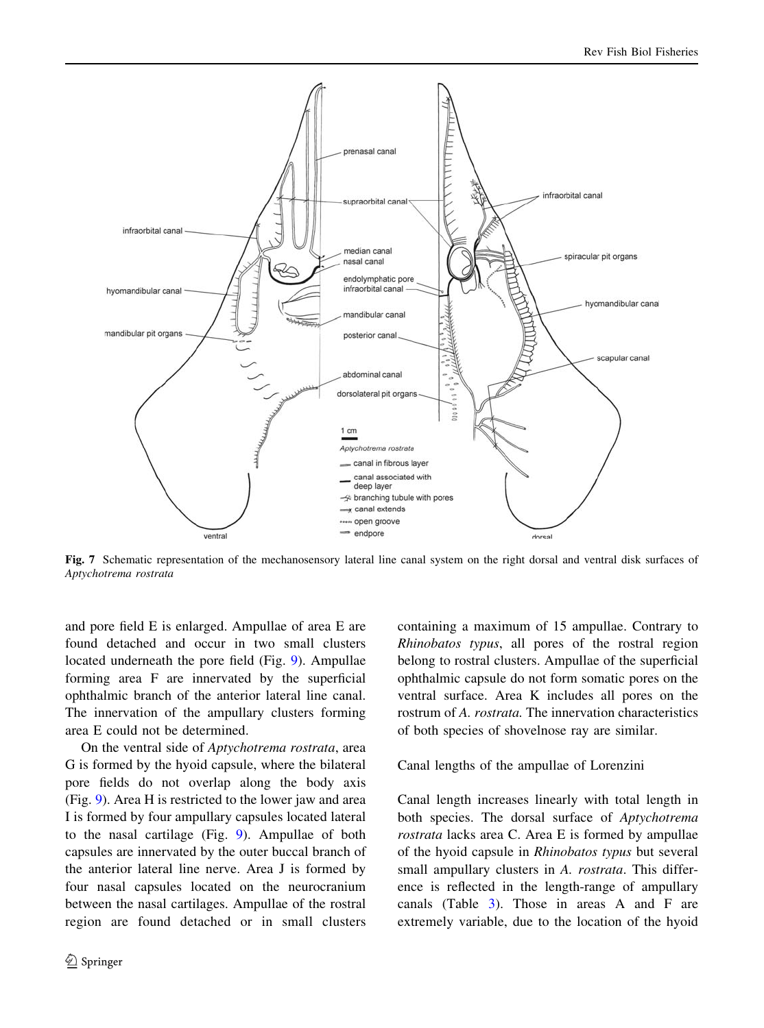Fig. 7 Schematic representation of the mechanosensory lateral line canal system on the right dorsal and ventral disk surfaces of *Aptychotrema rostrata*

and pore field E is enlarged. Ampullae of area E are found detached and occur in two small clusters located underneath the pore field (Fig. 9). Ampullae forming area F are innervated by the superficial ophthalmic branch of the anterior lateral line canal. The innervation of the ampullary clusters forming area E could not be determined.

On the ventral side of *Aptychotrema rostrata*, area G is formed by the hyoid capsule, where the bilateral pore fields do not overlap along the body axis (Fig. 9). Area H is restricted to the lower jaw and area I is formed by four ampullary capsules located lateral to the nasal cartilage (Fig. 9). Ampullae of both capsules are innervated by the outer buccal branch of the anterior lateral line nerve. Area J is formed by four nasal capsules located on the neurocranium between the nasal cartilages. Ampullae of the rostral region are found detached or in small clusters containing a maximum of 15 ampullae. Contrary to *Rhinobatos typus*, all pores of the rostral region belong to rostral clusters. Ampullae of the superficial ophthalmic capsule do not form somatic pores on the ventral surface. Area K includes all pores on the rostrum of *A. rostrata.* The innervation characteristics of both species of shovelnose ray are similar.

### Canal lengths of the ampullae of Lorenzini

Canal length increases linearly with total length in both species. The dorsal surface of *Aptychotrema rostrata* lacks area C. Area E is formed by ampullae of the hyoid capsule in *Rhinobatos typus* but several small ampullary clusters in *A. rostrata*. This difference is reflected in the length-range of ampullary canals (Table 3). Those in areas A and F are extremely variable, due to the location of the hyoid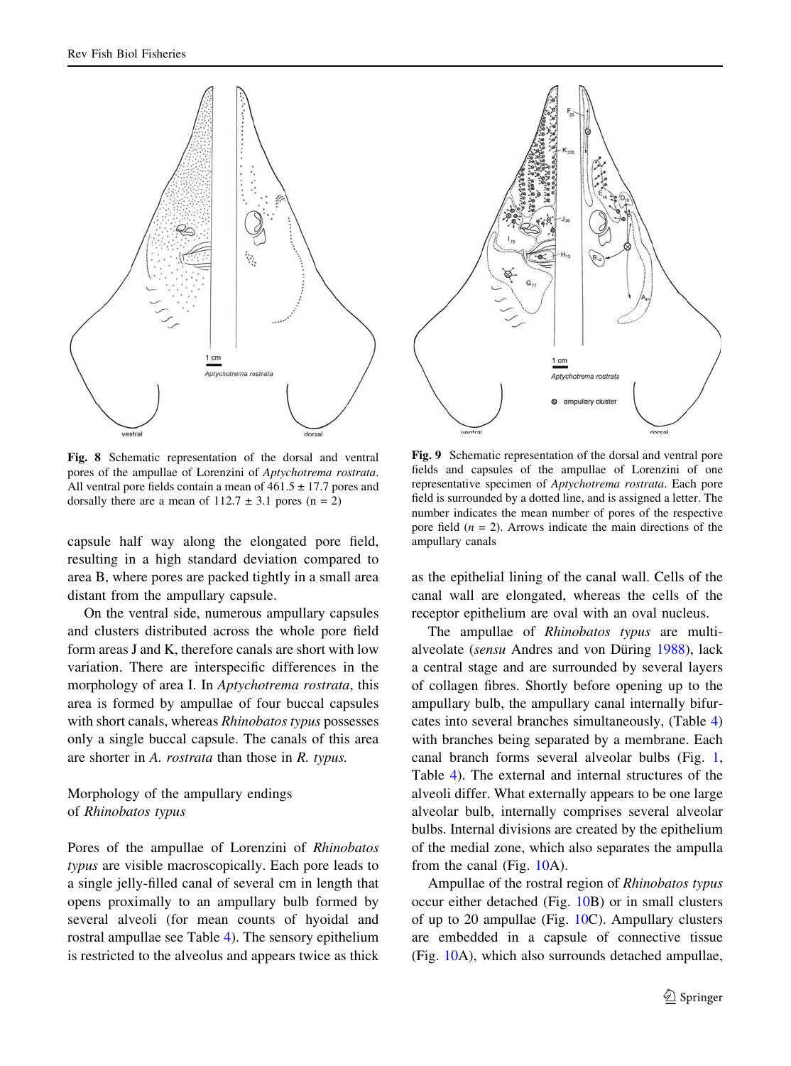Fig. 8 Schematic representation of the dorsal and ventral pores of the ampullae of Lorenzini of *Aptychotrema rostrata*. All ventral pore fields contain a mean of 461.5 ± 17.7 pores and dorsally there are a mean of 112.7 ± 3.1 pores (n = 2)

Fig. 9 Schematic representation of the dorsal and ventral pore fields and capsules of the ampullae of Lorenzini of one representative specimen of *Aptychotrema rostrata*. Each pore field is surrounded by a dotted line, and is assigned a letter. The number indicates the mean number of pores of the respective pore field ($n$ = 2). Arrows indicate the main directions of the ampullary canals

capsule half way along the elongated pore field, resulting in a high standard deviation compared to area B, where pores are packed tightly in a small area distant from the ampullary capsule.

On the ventral side, numerous ampullary capsules and clusters distributed across the whole pore field form areas J and K, therefore canals are short with low variation. There are interspecific differences in the morphology of area I. In *Aptychotrema rostrata*, this area is formed by ampullae of four buccal capsules with short canals, whereas *Rhinobatos typus* possesses only a single buccal capsule. The canals of this area are shorter in *A. rostrata* than those in *R. typus.*

## Morphology of the ampullary endings of *Rhinobatos typus*

Pores of the ampullae of Lorenzini of *Rhinobatos typus* are visible macroscopically. Each pore leads to a single jelly-filled canal of several cm in length that opens proximally to an ampullary bulb formed by several alveoli (for mean counts of hyoidal and rostral ampullae see Table 4). The sensory epithelium is restricted to the alveolus and appears twice as thick as the epithelial lining of the canal wall. Cells of the canal wall are elongated, whereas the cells of the receptor epithelium are oval with an oval nucleus.

The ampullae of *Rhinobatos typus* are multi-alveolate (*sensu* Andres and von Düring 1988), lack a central stage and are surrounded by several layers of collagen fibres. Shortly before opening up to the ampullary bulb, the ampullary canal internally bifurcates into several branches simultaneously, (Table 4) with branches being separated by a membrane. Each canal branch forms several alveolar bulbs (Fig. 1, Table 4). The external and internal structures of the alveoli differ. What externally appears to be one large alveolar bulb, internally comprises several alveolar bulbs. Internal divisions are created by the epithelium of the medial zone, which also separates the ampulla from the canal (Fig. 10A).

Ampullae of the rostral region of *Rhinobatos typus* occur either detached (Fig. 10B) or in small clusters of up to 20 ampullae (Fig. 10C). Ampullary clusters are embedded in a capsule of connective tissue (Fig. 10A), which also surrounds detached ampullae,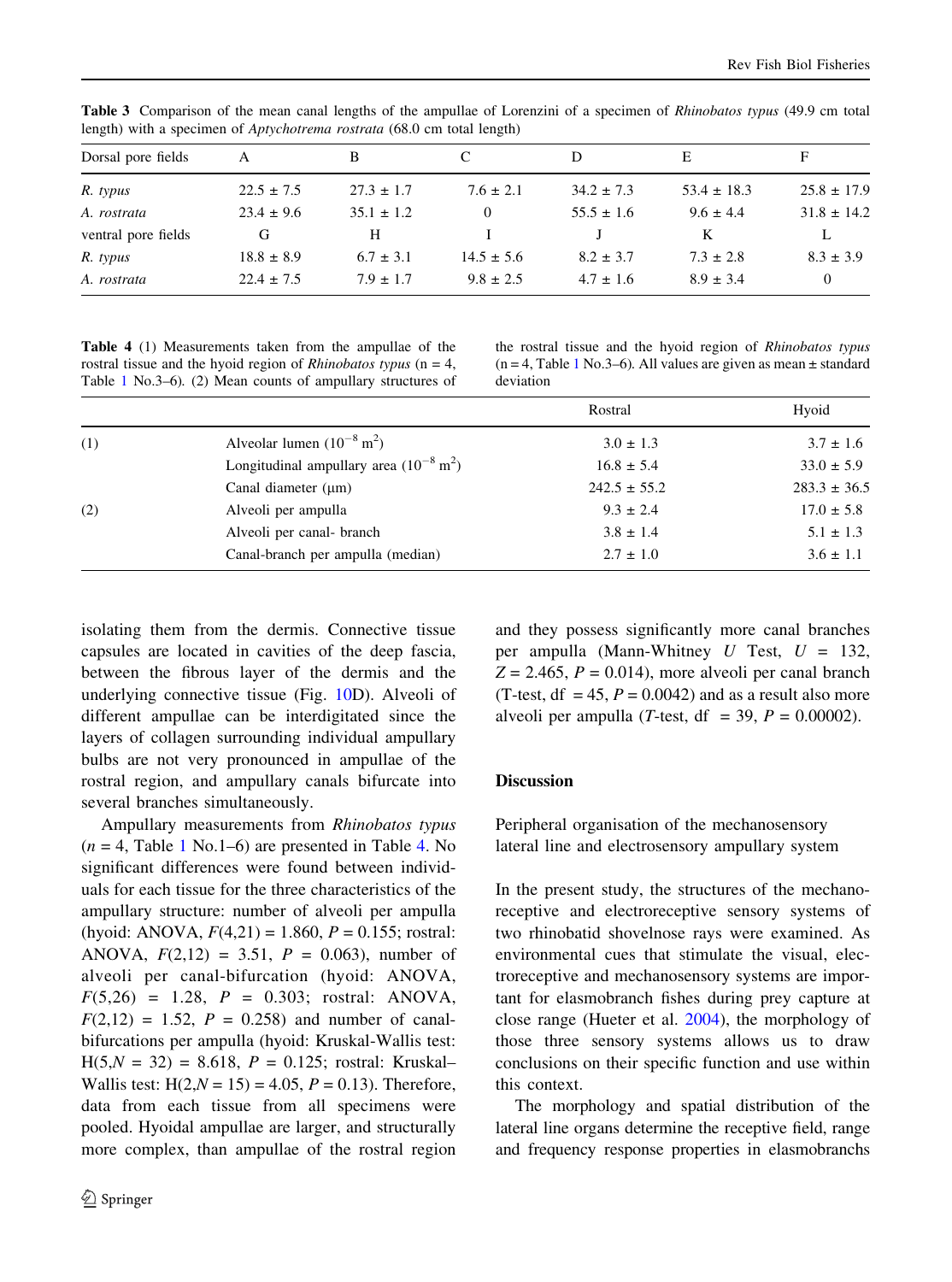**Table 3** Comparison of the mean canal lengths of the ampullae of Lorenzini of a specimen of *Rhinobatos typus* (49.9 cm total length) with a specimen of *Aptychotrema rostrata* (68.0 cm total length)

| Dorsal pore fields | A | B | C | D | E | F |
|---|---|---|---|---|---|---|
| *R. typus* | 22.5 ± 7.5 | 27.3 ± 1.7 | 7.6 ± 2.1 | 34.2 ± 7.3 | 53.4 ± 18.3 | 25.8 ± 17.9 |
| *A. rostrata* | 23.4 ± 9.6 | 35.1 ± 1.2 | 0 | 55.5 ± 1.6 | 9.6 ± 4.4 | 31.8 ± 14.2 |
| ventral pore fields | G | H | I | J | K | L |
| *R. typus* | 18.8 ± 8.9 | 6.7 ± 3.1 | 14.5 ± 5.6 | 8.2 ± 3.7 | 7.3 ± 2.8 | 8.3 ± 3.9 |
| *A. rostrata* | 22.4 ± 7.5 | 7.9 ± 1.7 | 9.8 ± 2.5 | 4.7 ± 1.6 | 8.9 ± 3.4 | 0 |

**Table 4** (1) Measurements taken from the ampullae of the rostral tissue and the hyoid region of *Rhinobatos typus* (n = 4, Table 1 No.3–6). (2) Mean counts of ampullary structures of the rostral tissue and the hyoid region of *Rhinobatos typus* (n = 4, Table 1 No.3–6). All values are given as mean ± standard deviation

| | | Rostral | Hyoid |
|---|---|---|---|
| (1) | Alveolar lumen ($10^{-8}$ m$^2$) | 3.0 ± 1.3 | 3.7 ± 1.6 |
| | Longitudinal ampullary area ($10^{-8}$ m$^2$) | 16.8 ± 5.4 | 33.0 ± 5.9 |
| | Canal diameter (μm) | 242.5 ± 55.2 | 283.3 ± 36.5 |
| (2) | Alveoli per ampulla | 9.3 ± 2.4 | 17.0 ± 5.8 |
| | Alveoli per canal- branch | 3.8 ± 1.4 | 5.1 ± 1.3 |
| | Canal-branch per ampulla (median) | 2.7 ± 1.0 | 3.6 ± 1.1 |

isolating them from the dermis. Connective tissue capsules are located in cavities of the deep fascia, between the fibrous layer of the dermis and the underlying connective tissue (Fig. 10D). Alveoli of different ampullae can be interdigitated since the layers of collagen surrounding individual ampullary bulbs are not very pronounced in ampullae of the rostral region, and ampullary canals bifurcate into several branches simultaneously.

Ampullary measurements from *Rhinobatos typus* ($n = 4$, Table 1 No.1–6) are presented in Table 4. No significant differences were found between individuals for each tissue for the three characteristics of the ampullary structure: number of alveoli per ampulla (hyoid: ANOVA, $F(4,21) = 1.860$, $P = 0.155$; rostral: ANOVA, $F(2,12) = 3.51$, $P = 0.063$), number of alveoli per canal-bifurcation (hyoid: ANOVA, $F(5,26) = 1.28$, $P = 0.303$; rostral: ANOVA, $F(2,12) = 1.52$, $P = 0.258$) and number of canal-bifurcations per ampulla (hyoid: Kruskal-Wallis test: $H(5,N = 32) = 8.618$, $P = 0.125$; rostral: Kruskal–Wallis test: $H(2,N = 15) = 4.05$, $P = 0.13$). Therefore, data from each tissue from all specimens were pooled. Hyoidal ampullae are larger, and structurally more complex, than ampullae of the rostral region and they possess significantly more canal branches per ampulla (Mann-Whitney *U* Test, $U = 132$, $Z = 2.465$, $P = 0.014$), more alveoli per canal branch (T-test, df $= 45$, $P = 0.0042$) and as a result also more alveoli per ampulla (*T*-test, df $= 39$, $P = 0.00002$).

## Discussion

### Peripheral organisation of the mechanosensory lateral line and electrosensory ampullary system

In the present study, the structures of the mechanoreceptive and electroreceptive sensory systems of two rhinobatid shovelnose rays were examined. As environmental cues that stimulate the visual, electroreceptive and mechanosensory systems are important for elasmobranch fishes during prey capture at close range (Hueter et al. 2004), the morphology of those three sensory systems allows us to draw conclusions on their specific function and use within this context.

The morphology and spatial distribution of the lateral line organs determine the receptive field, range and frequency response properties in elasmobranchs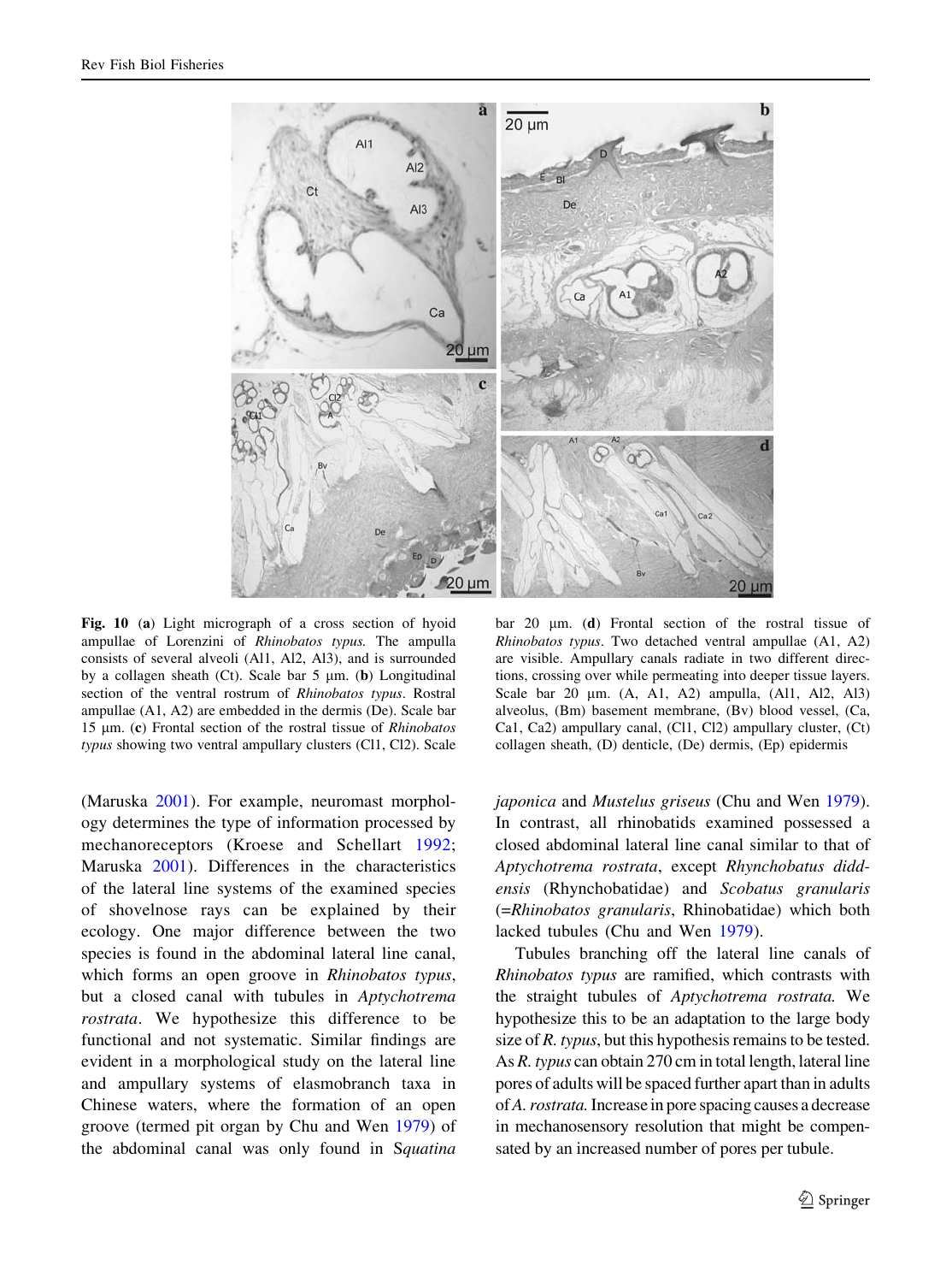**Fig. 10** (**a**) Light micrograph of a cross section of hyoid ampullae of Lorenzini of *Rhinobatos typus.* The ampulla consists of several alveoli (Al1, Al2, Al3), and is surrounded by a collagen sheath (Ct). Scale bar 5 µm. (**b**) Longitudinal section of the ventral rostrum of *Rhinobatos typus*. Rostral ampullae (A1, A2) are embedded in the dermis (De). Scale bar 15 µm. (**c**) Frontal section of the rostral tissue of *Rhinobatos typus* showing two ventral ampullary clusters (Cl1, Cl2). Scale bar 20 µm. (**d**) Frontal section of the rostral tissue of *Rhinobatos typus*. Two detached ventral ampullae (A1, A2) are visible. Ampullary canals radiate in two different directions, crossing over while permeating into deeper tissue layers. Scale bar 20 µm. (A, A1, A2) ampulla, (Al1, Al2, Al3) alveolus, (Bm) basement membrane, (Bv) blood vessel, (Ca, Ca1, Ca2) ampullary canal, (Cl1, Cl2) ampullary cluster, (Ct) collagen sheath, (D) denticle, (De) dermis, (Ep) epidermis

(Maruska 2001). For example, neuromast morphology determines the type of information processed by mechanoreceptors (Kroese and Schellart 1992; Maruska 2001). Differences in the characteristics of the lateral line systems of the examined species of shovelnose rays can be explained by their ecology. One major difference between the two species is found in the abdominal lateral line canal, which forms an open groove in *Rhinobatos typus*, but a closed canal with tubules in *Aptychotrema rostrata*. We hypothesize this difference to be functional and not systematic. Similar findings are evident in a morphological study on the lateral line and ampullary systems of elasmobranch taxa in Chinese waters, where the formation of an open groove (termed pit organ by Chu and Wen 1979) of the abdominal canal was only found in *Squatina japonica* and *Mustelus griseus* (Chu and Wen 1979). In contrast, all rhinobatids examined possessed a closed abdominal lateral line canal similar to that of *Aptychotrema rostrata*, except *Rhynchobatus diddensis* (Rhynchobatidae) and *Scobatus granularis* (=*Rhinobatos granularis*, Rhinobatidae) which both lacked tubules (Chu and Wen 1979).

Tubules branching off the lateral line canals of *Rhinobatos typus* are ramified, which contrasts with the straight tubules of *Aptychotrema rostrata.* We hypothesize this to be an adaptation to the large body size of *R. typus*, but this hypothesis remains to be tested. As *R. typus* can obtain 270 cm in total length, lateral line pores of adults will be spaced further apart than in adults of *A. rostrata.* Increase in pore spacing causes a decrease in mechanosensory resolution that might be compensated by an increased number of pores per tubule.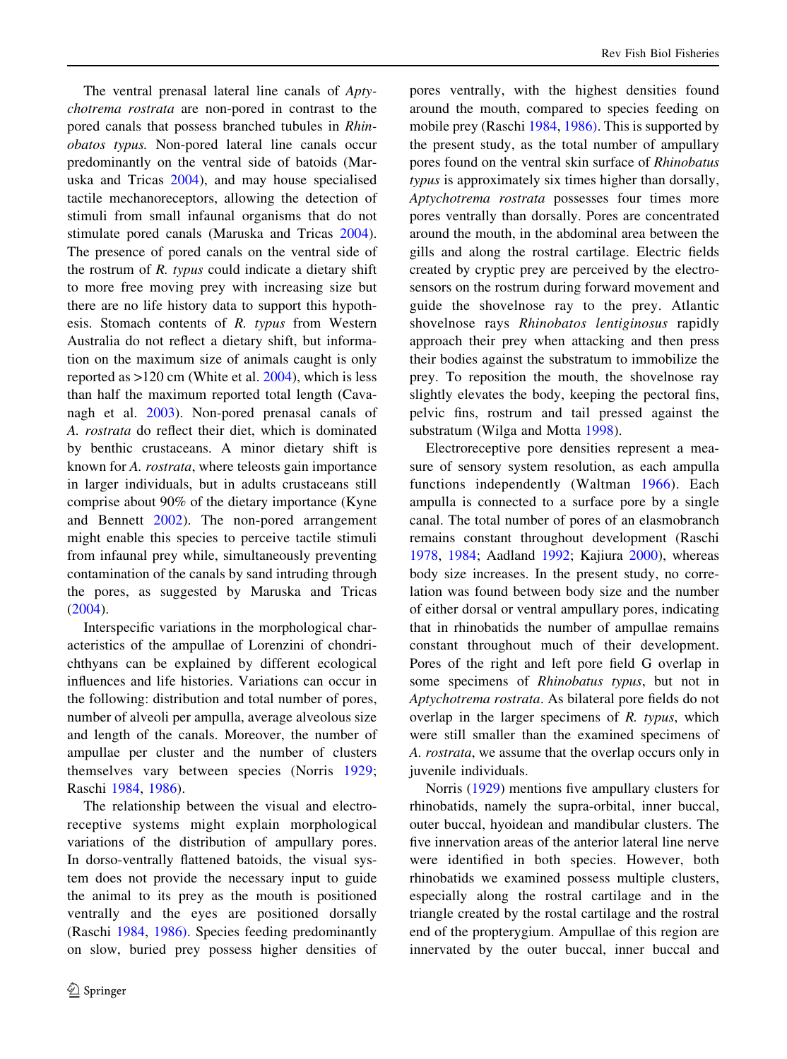The ventral prenasal lateral line canals of *Aptychotrema rostrata* are non-pored in contrast to the pored canals that possess branched tubules in *Rhinobatos typus.* Non-pored lateral line canals occur predominantly on the ventral side of batoids (Maruska and Tricas 2004), and may house specialised tactile mechanoreceptors, allowing the detection of stimuli from small infaunal organisms that do not stimulate pored canals (Maruska and Tricas 2004). The presence of pored canals on the ventral side of the rostrum of *R. typus* could indicate a dietary shift to more free moving prey with increasing size but there are no life history data to support this hypothesis. Stomach contents of *R. typus* from Western Australia do not reflect a dietary shift, but information on the maximum size of animals caught is only reported as >120 cm (White et al. 2004), which is less than half the maximum reported total length (Cavanagh et al. 2003). Non-pored prenasal canals of *A. rostrata* do reflect their diet, which is dominated by benthic crustaceans. A minor dietary shift is known for *A. rostrata*, where teleosts gain importance in larger individuals, but in adults crustaceans still comprise about 90% of the dietary importance (Kyne and Bennett 2002). The non-pored arrangement might enable this species to perceive tactile stimuli from infaunal prey while, simultaneously preventing contamination of the canals by sand intruding through the pores, as suggested by Maruska and Tricas (2004).

Interspecific variations in the morphological characteristics of the ampullae of Lorenzini of chondrichthyans can be explained by different ecological influences and life histories. Variations can occur in the following: distribution and total number of pores, number of alveoli per ampulla, average alveolous size and length of the canals. Moreover, the number of ampullae per cluster and the number of clusters themselves vary between species (Norris 1929; Raschi 1984, 1986).

The relationship between the visual and electroreceptive systems might explain morphological variations of the distribution of ampullary pores. In dorso-ventrally flattened batoids, the visual system does not provide the necessary input to guide the animal to its prey as the mouth is positioned ventrally and the eyes are positioned dorsally (Raschi 1984, 1986). Species feeding predominantly on slow, buried prey possess higher densities of pores ventrally, with the highest densities found around the mouth, compared to species feeding on mobile prey (Raschi 1984, 1986). This is supported by the present study, as the total number of ampullary pores found on the ventral skin surface of *Rhinobatus typus* is approximately six times higher than dorsally, *Aptychotrema rostrata* possesses four times more pores ventrally than dorsally. Pores are concentrated around the mouth, in the abdominal area between the gills and along the rostral cartilage. Electric fields created by cryptic prey are perceived by the electrosensors on the rostrum during forward movement and guide the shovelnose ray to the prey. Atlantic shovelnose rays *Rhinobatos lentiginosus* rapidly approach their prey when attacking and then press their bodies against the substratum to immobilize the prey. To reposition the mouth, the shovelnose ray slightly elevates the body, keeping the pectoral fins, pelvic fins, rostrum and tail pressed against the substratum (Wilga and Motta 1998).

Electroreceptive pore densities represent a measure of sensory system resolution, as each ampulla functions independently (Waltman 1966). Each ampulla is connected to a surface pore by a single canal. The total number of pores of an elasmobranch remains constant throughout development (Raschi 1978, 1984; Aadland 1992; Kajiura 2000), whereas body size increases. In the present study, no correlation was found between body size and the number of either dorsal or ventral ampullary pores, indicating that in rhinobatids the number of ampullae remains constant throughout much of their development. Pores of the right and left pore field G overlap in some specimens of *Rhinobatus typus*, but not in *Aptychotrema rostrata*. As bilateral pore fields do not overlap in the larger specimens of *R. typus*, which were still smaller than the examined specimens of *A. rostrata*, we assume that the overlap occurs only in juvenile individuals.

Norris (1929) mentions five ampullary clusters for rhinobatids, namely the supra-orbital, inner buccal, outer buccal, hyoidean and mandibular clusters. The five innervation areas of the anterior lateral line nerve were identified in both species. However, both rhinobatids we examined possess multiple clusters, especially along the rostral cartilage and in the triangle created by the rostral cartilage and the rostral end of the propterygium. Ampullae of this region are innervated by the outer buccal, inner buccal and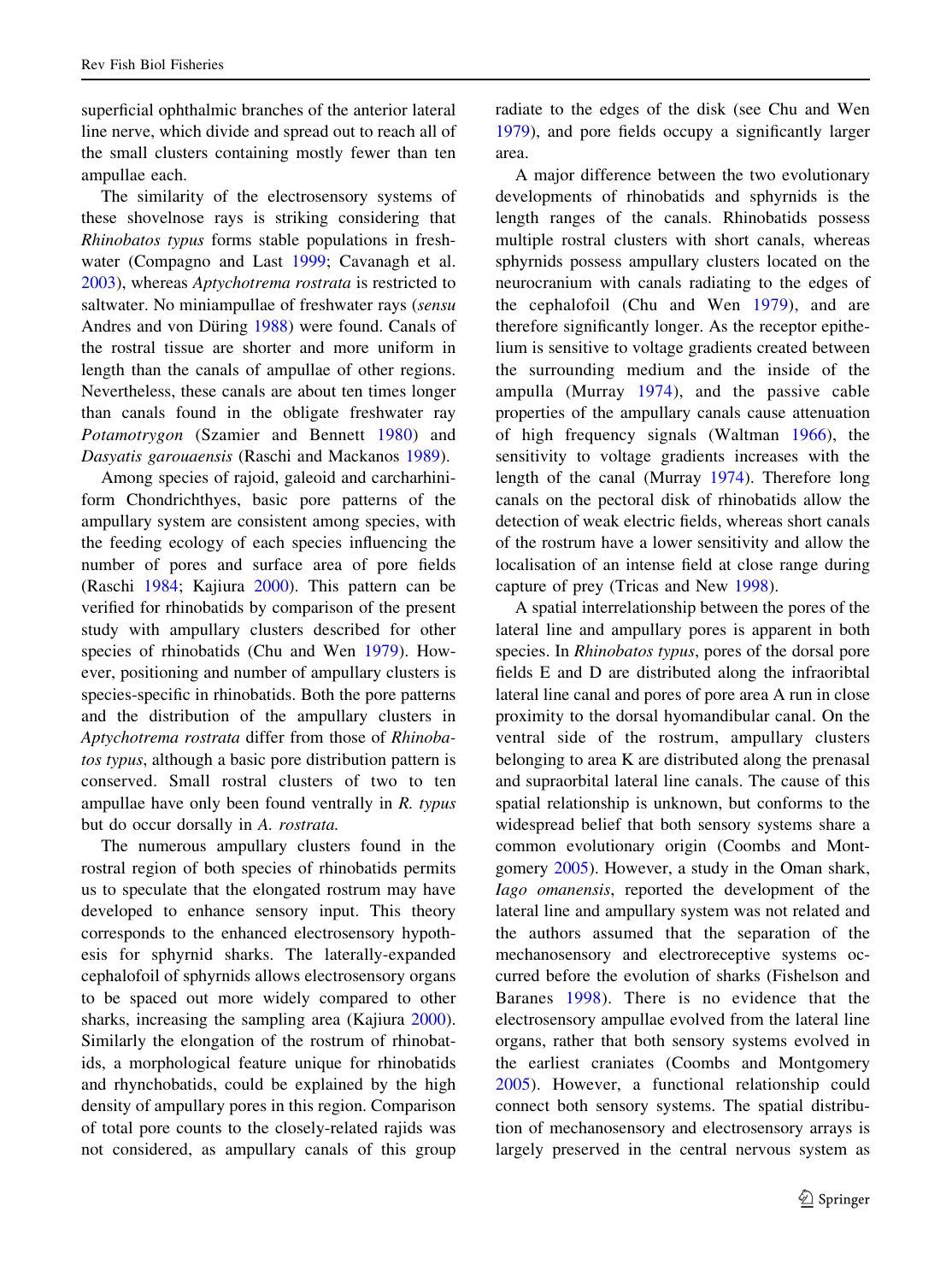superficial ophthalmic branches of the anterior lateral line nerve, which divide and spread out to reach all of the small clusters containing mostly fewer than ten ampullae each.

The similarity of the electrosensory systems of these shovelnose rays is striking considering that *Rhinobatos typus* forms stable populations in freshwater (Compagno and Last 1999; Cavanagh et al. 2003), whereas *Aptychotrema rostrata* is restricted to saltwater. No miniampullae of freshwater rays (*sensu* Andres and von Düring 1988) were found. Canals of the rostral tissue are shorter and more uniform in length than the canals of ampullae of other regions. Nevertheless, these canals are about ten times longer than canals found in the obligate freshwater ray *Potamotrygon* (Szamier and Bennett 1980) and *Dasyatis garouaensis* (Raschi and Mackanos 1989).

Among species of rajoid, galeoid and carcharhiniform Chondrichthyes, basic pore patterns of the ampullary system are consistent among species, with the feeding ecology of each species influencing the number of pores and surface area of pore fields (Raschi 1984; Kajiura 2000). This pattern can be verified for rhinobatids by comparison of the present study with ampullary clusters described for other species of rhinobatids (Chu and Wen 1979). However, positioning and number of ampullary clusters is species-specific in rhinobatids. Both the pore patterns and the distribution of the ampullary clusters in *Aptychotrema rostrata* differ from those of *Rhinobatos typus*, although a basic pore distribution pattern is conserved. Small rostral clusters of two to ten ampullae have only been found ventrally in *R. typus* but do occur dorsally in *A. rostrata.*

The numerous ampullary clusters found in the rostral region of both species of rhinobatids permits us to speculate that the elongated rostrum may have developed to enhance sensory input. This theory corresponds to the enhanced electrosensory hypothesis for sphyrnid sharks. The laterally-expanded cephalofoil of sphyrnids allows electrosensory organs to be spaced out more widely compared to other sharks, increasing the sampling area (Kajiura 2000). Similarly the elongation of the rostrum of rhinobatids, a morphological feature unique for rhinobatids and rhynchobatids, could be explained by the high density of ampullary pores in this region. Comparison of total pore counts to the closely-related rajids was not considered, as ampullary canals of this group radiate to the edges of the disk (see Chu and Wen 1979), and pore fields occupy a significantly larger area.

A major difference between the two evolutionary developments of rhinobatids and sphyrnids is the length ranges of the canals. Rhinobatids possess multiple rostral clusters with short canals, whereas sphyrnids possess ampullary clusters located on the neurocranium with canals radiating to the edges of the cephalofoil (Chu and Wen 1979), and are therefore significantly longer. As the receptor epithelium is sensitive to voltage gradients created between the surrounding medium and the inside of the ampulla (Murray 1974), and the passive cable properties of the ampullary canals cause attenuation of high frequency signals (Waltman 1966), the sensitivity to voltage gradients increases with the length of the canal (Murray 1974). Therefore long canals on the pectoral disk of rhinobatids allow the detection of weak electric fields, whereas short canals of the rostrum have a lower sensitivity and allow the localisation of an intense field at close range during capture of prey (Tricas and New 1998).

A spatial interrelationship between the pores of the lateral line and ampullary pores is apparent in both species. In *Rhinobatos typus*, pores of the dorsal pore fields E and D are distributed along the infraoribtal lateral line canal and pores of pore area A run in close proximity to the dorsal hyomandibular canal. On the ventral side of the rostrum, ampullary clusters belonging to area K are distributed along the prenasal and supraorbital lateral line canals. The cause of this spatial relationship is unknown, but conforms to the widespread belief that both sensory systems share a common evolutionary origin (Coombs and Montgomery 2005). However, a study in the Oman shark, *Iago omanensis*, reported the development of the lateral line and ampullary system was not related and the authors assumed that the separation of the mechanosensory and electroreceptive systems occurred before the evolution of sharks (Fishelson and Baranes 1998). There is no evidence that the electrosensory ampullae evolved from the lateral line organs, rather that both sensory systems evolved in the earliest craniates (Coombs and Montgomery 2005). However, a functional relationship could connect both sensory systems. The spatial distribution of mechanosensory and electrosensory arrays is largely preserved in the central nervous system as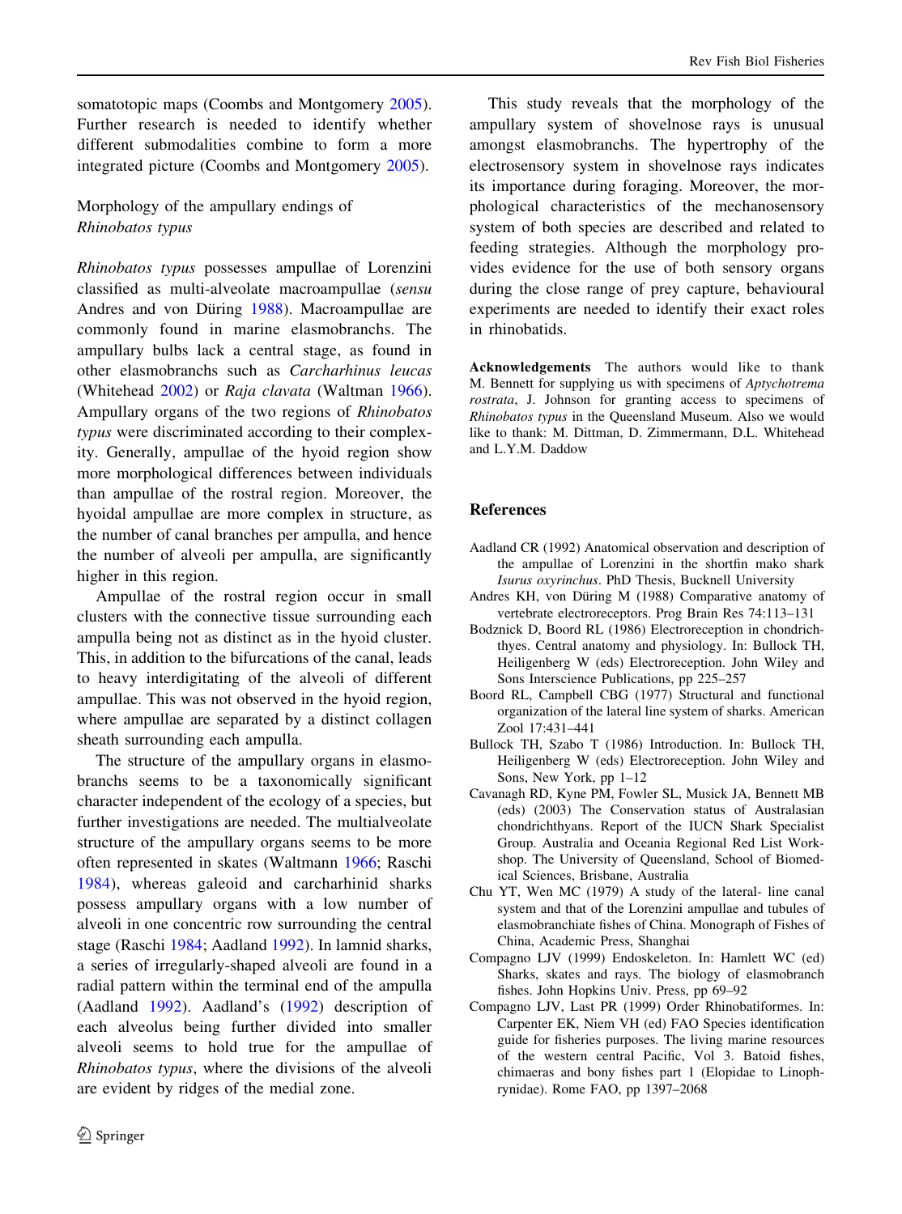somatotopic maps (Coombs and Montgomery 2005). Further research is needed to identify whether different submodalities combine to form a more integrated picture (Coombs and Montgomery 2005).

## Morphology of the ampullary endings of *Rhinobatos typus*

*Rhinobatos typus* possesses ampullae of Lorenzini classified as multi-alveolate macroampullae (*sensu* Andres and von Düring 1988). Macroampullae are commonly found in marine elasmobranchs. The ampullary bulbs lack a central stage, as found in other elasmobranchs such as *Carcharhinus leucas* (Whitehead 2002) or *Raja clavata* (Waltman 1966). Ampullary organs of the two regions of *Rhinobatos typus* were discriminated according to their complexity. Generally, ampullae of the hyoid region show more morphological differences between individuals than ampullae of the rostral region. Moreover, the hyoidal ampullae are more complex in structure, as the number of canal branches per ampulla, and hence the number of alveoli per ampulla, are significantly higher in this region.

Ampullae of the rostral region occur in small clusters with the connective tissue surrounding each ampulla being not as distinct as in the hyoid cluster. This, in addition to the bifurcations of the canal, leads to heavy interdigitating of the alveoli of different ampullae. This was not observed in the hyoid region, where ampullae are separated by a distinct collagen sheath surrounding each ampulla.

The structure of the ampullary organs in elasmobranchs seems to be a taxonomically significant character independent of the ecology of a species, but further investigations are needed. The multialveolate structure of the ampullary organs seems to be more often represented in skates (Waltmann 1966; Raschi 1984), whereas galeoid and carcharhinid sharks possess ampullary organs with a low number of alveoli in one concentric row surrounding the central stage (Raschi 1984; Aadland 1992). In lamnid sharks, a series of irregularly-shaped alveoli are found in a radial pattern within the terminal end of the ampulla (Aadland 1992). Aadland's (1992) description of each alveolus being further divided into smaller alveoli seems to hold true for the ampullae of *Rhinobatos typus*, where the divisions of the alveoli are evident by ridges of the medial zone.

This study reveals that the morphology of the ampullary system of shovelnose rays is unusual amongst elasmobranchs. The hypertrophy of the electrosensory system in shovelnose rays indicates its importance during foraging. Moreover, the morphological characteristics of the mechanosensory system of both species are described and related to feeding strategies. Although the morphology provides evidence for the use of both sensory organs during the close range of prey capture, behavioural experiments are needed to identify their exact roles in rhinobatids.

**Acknowledgements** The authors would like to thank M. Bennett for supplying us with specimens of *Aptychotrema rostrata*, J. Johnson for granting access to specimens of *Rhinobatos typus* in the Queensland Museum. Also we would like to thank: M. Dittman, D. Zimmermann, D.L. Whitehead and L.Y.M. Daddow

## References

Aadland CR (1992) Anatomical observation and description of the ampullae of Lorenzini in the shortfin mako shark *Isurus oxyrinchus*. PhD Thesis, Bucknell University

Andres KH, von Düring M (1988) Comparative anatomy of vertebrate electroreceptors. Prog Brain Res 74:113–131

Bodznick D, Boord RL (1986) Electroreception in chondrichthyes. Central anatomy and physiology. In: Bullock TH, Heiligenberg W (eds) Electroreception. John Wiley and Sons Interscience Publications, pp 225–257

Boord RL, Campbell CBG (1977) Structural and functional organization of the lateral line system of sharks. American Zool 17:431–441

Bullock TH, Szabo T (1986) Introduction. In: Bullock TH, Heiligenberg W (eds) Electroreception. John Wiley and Sons, New York, pp 1–12

Cavanagh RD, Kyne PM, Fowler SL, Musick JA, Bennett MB (eds) (2003) The Conservation status of Australasian chondrichthyans. Report of the IUCN Shark Specialist Group. Australia and Oceania Regional Red List Workshop. The University of Queensland, School of Biomedical Sciences, Brisbane, Australia

Chu YT, Wen MC (1979) A study of the lateral- line canal system and that of the Lorenzini ampullae and tubules of elasmobranchiate fishes of China. Monograph of Fishes of China, Academic Press, Shanghai

Compagno LJV (1999) Endoskeleton. In: Hamlett WC (ed) Sharks, skates and rays. The biology of elasmobranch fishes. John Hopkins Univ. Press, pp 69–92

Compagno LJV, Last PR (1999) Order Rhinobatiformes. In: Carpenter EK, Niem VH (ed) FAO Species identification guide for fisheries purposes. The living marine resources of the western central Pacific, Vol 3. Batoid fishes, chimaeras and bony fishes part 1 (Elopidae to Linophrynidae). Rome FAO, pp 1397–2068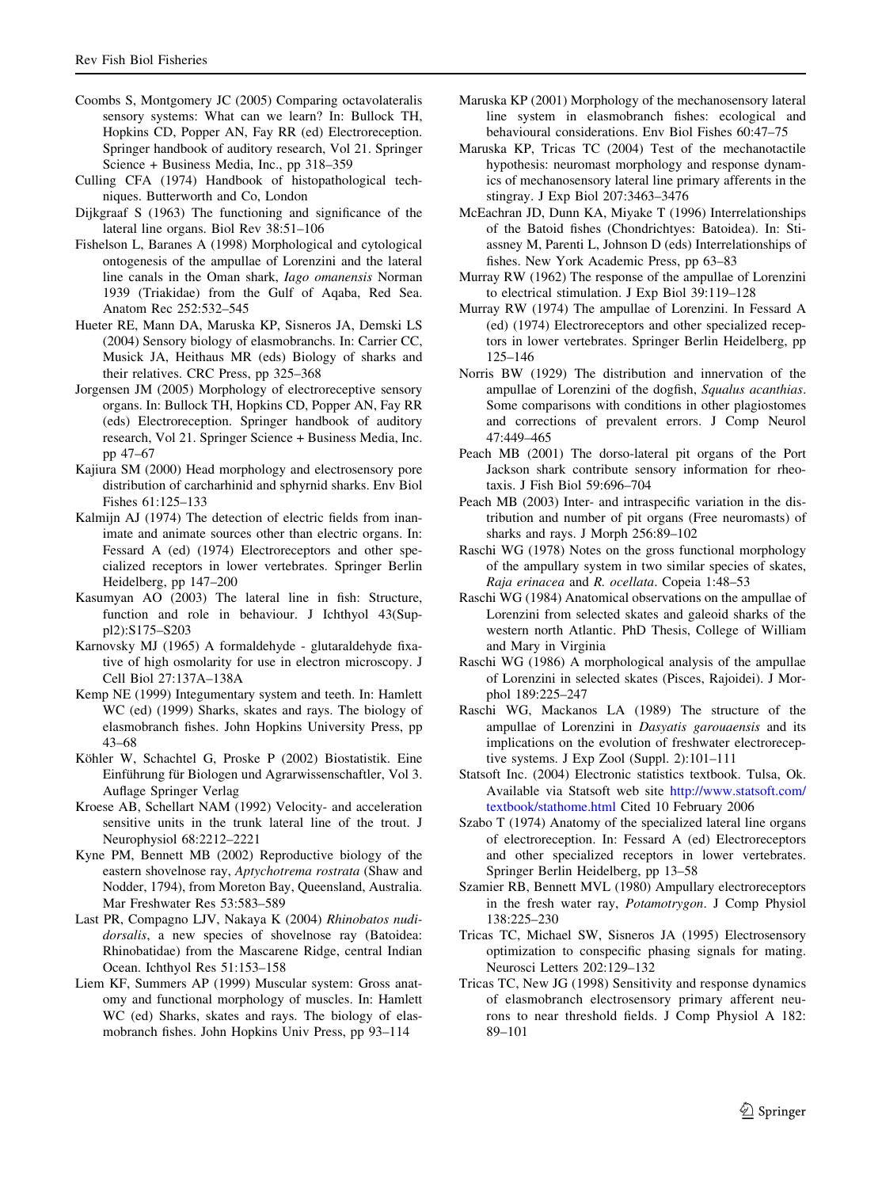Coombs S, Montgomery JC (2005) Comparing octavolateralis sensory systems: What can we learn? In: Bullock TH, Hopkins CD, Popper AN, Fay RR (ed) Electroreception. Springer handbook of auditory research, Vol 21. Springer Science + Business Media, Inc., pp 318–359

Culling CFA (1974) Handbook of histopathological techniques. Butterworth and Co, London

Dijkgraaf S (1963) The functioning and significance of the lateral line organs. Biol Rev 38:51–106

Fishelson L, Baranes A (1998) Morphological and cytological ontogenesis of the ampullae of Lorenzini and the lateral line canals in the Oman shark, *Iago omanensis* Norman 1939 (Triakidae) from the Gulf of Aqaba, Red Sea. Anatom Rec 252:532–545

Hueter RE, Mann DA, Maruska KP, Sisneros JA, Demski LS (2004) Sensory biology of elasmobranchs. In: Carrier CC, Musick JA, Heithaus MR (eds) Biology of sharks and their relatives. CRC Press, pp 325–368

Jorgensen JM (2005) Morphology of electroreceptive sensory organs. In: Bullock TH, Hopkins CD, Popper AN, Fay RR (eds) Electroreception. Springer handbook of auditory research, Vol 21. Springer Science + Business Media, Inc. pp 47–67

Kajiura SM (2000) Head morphology and electrosensory pore distribution of carcharhinid and sphyrnid sharks. Env Biol Fishes 61:125–133

Kalmijn AJ (1974) The detection of electric fields from inanimate and animate sources other than electric organs. In: Fessard A (ed) (1974) Electroreceptors and other specialized receptors in lower vertebrates. Springer Berlin Heidelberg, pp 147–200

Kasumyan AO (2003) The lateral line in fish: Structure, function and role in behaviour. J Ichthyol 43(Suppl2):S175–S203

Karnovsky MJ (1965) A formaldehyde - glutaraldehyde fixative of high osmolarity for use in electron microscopy. J Cell Biol 27:137A–138A

Kemp NE (1999) Integumentary system and teeth. In: Hamlett WC (ed) (1999) Sharks, skates and rays. The biology of elasmobranch fishes. John Hopkins University Press, pp 43–68

Köhler W, Schachtel G, Proske P (2002) Biostatistik. Eine Einführung für Biologen und Agrarwissenschaftler, Vol 3. Auflage Springer Verlag

Kroese AB, Schellart NAM (1992) Velocity- and acceleration sensitive units in the trunk lateral line of the trout. J Neurophysiol 68:2212–2221

Kyne PM, Bennett MB (2002) Reproductive biology of the eastern shovelnose ray, *Aptychotrema rostrata* (Shaw and Nodder, 1794), from Moreton Bay, Queensland, Australia. Mar Freshwater Res 53:583–589

Last PR, Compagno LJV, Nakaya K (2004) *Rhinobatos nudidorsalis*, a new species of shovelnose ray (Batoidea: Rhinobatidae) from the Mascarene Ridge, central Indian Ocean. Ichthyol Res 51:153–158

Liem KF, Summers AP (1999) Muscular system: Gross anatomy and functional morphology of muscles. In: Hamlett WC (ed) Sharks, skates and rays. The biology of elasmobranch fishes. John Hopkins Univ Press, pp 93–114

Maruska KP (2001) Morphology of the mechanosensory lateral line system in elasmobranch fishes: ecological and behavioural considerations. Env Biol Fishes 60:47–75

Maruska KP, Tricas TC (2004) Test of the mechanotactile hypothesis: neuromast morphology and response dynamics of mechanosensory lateral line primary afferents in the stingray. J Exp Biol 207:3463–3476

McEachran JD, Dunn KA, Miyake T (1996) Interrelationships of the Batoid fishes (Chondrichtyes: Batoidea). In: Stiassney M, Parenti L, Johnson D (eds) Interrelationships of fishes. New York Academic Press, pp 63–83

Murray RW (1962) The response of the ampullae of Lorenzini to electrical stimulation. J Exp Biol 39:119–128

Murray RW (1974) The ampullae of Lorenzini. In Fessard A (ed) (1974) Electroreceptors and other specialized receptors in lower vertebrates. Springer Berlin Heidelberg, pp 125–146

Norris BW (1929) The distribution and innervation of the ampullae of Lorenzini of the dogfish, *Squalus acanthias*. Some comparisons with conditions in other plagiostomes and corrections of prevalent errors. J Comp Neurol 47:449–465

Peach MB (2001) The dorso-lateral pit organs of the Port Jackson shark contribute sensory information for rheotaxis. J Fish Biol 59:696–704

Peach MB (2003) Inter- and intraspecific variation in the distribution and number of pit organs (Free neuromasts) of sharks and rays. J Morph 256:89–102

Raschi WG (1978) Notes on the gross functional morphology of the ampullary system in two similar species of skates, *Raja erinacea* and *R. ocellata*. Copeia 1:48–53

Raschi WG (1984) Anatomical observations on the ampullae of Lorenzini from selected skates and galeoid sharks of the western north Atlantic. PhD Thesis, College of William and Mary in Virginia

Raschi WG (1986) A morphological analysis of the ampullae of Lorenzini in selected skates (Pisces, Rajoidei). J Morphol 189:225–247

Raschi WG, Mackanos LA (1989) The structure of the ampullae of Lorenzini in *Dasyatis garouaensis* and its implications on the evolution of freshwater electroreceptive systems. J Exp Zool (Suppl. 2):101–111

Statsoft Inc. (2004) Electronic statistics textbook. Tulsa, Ok. Available via Statsoft web site http://www.statsoft.com/textbook/stathome.html Cited 10 February 2006

Szabo T (1974) Anatomy of the specialized lateral line organs of electroreception. In: Fessard A (ed) Electroreceptors and other specialized receptors in lower vertebrates. Springer Berlin Heidelberg, pp 13–58

Szamier RB, Bennett MVL (1980) Ampullary electroreceptors in the fresh water ray, *Potamotrygon*. J Comp Physiol 138:225–230

Tricas TC, Michael SW, Sisneros JA (1995) Electrosensory optimization to conspecific phasing signals for mating. Neurosci Letters 202:129–132

Tricas TC, New JG (1998) Sensitivity and response dynamics of elasmobranch electrosensory primary afferent neurons to near threshold fields. J Comp Physiol A 182: 89–101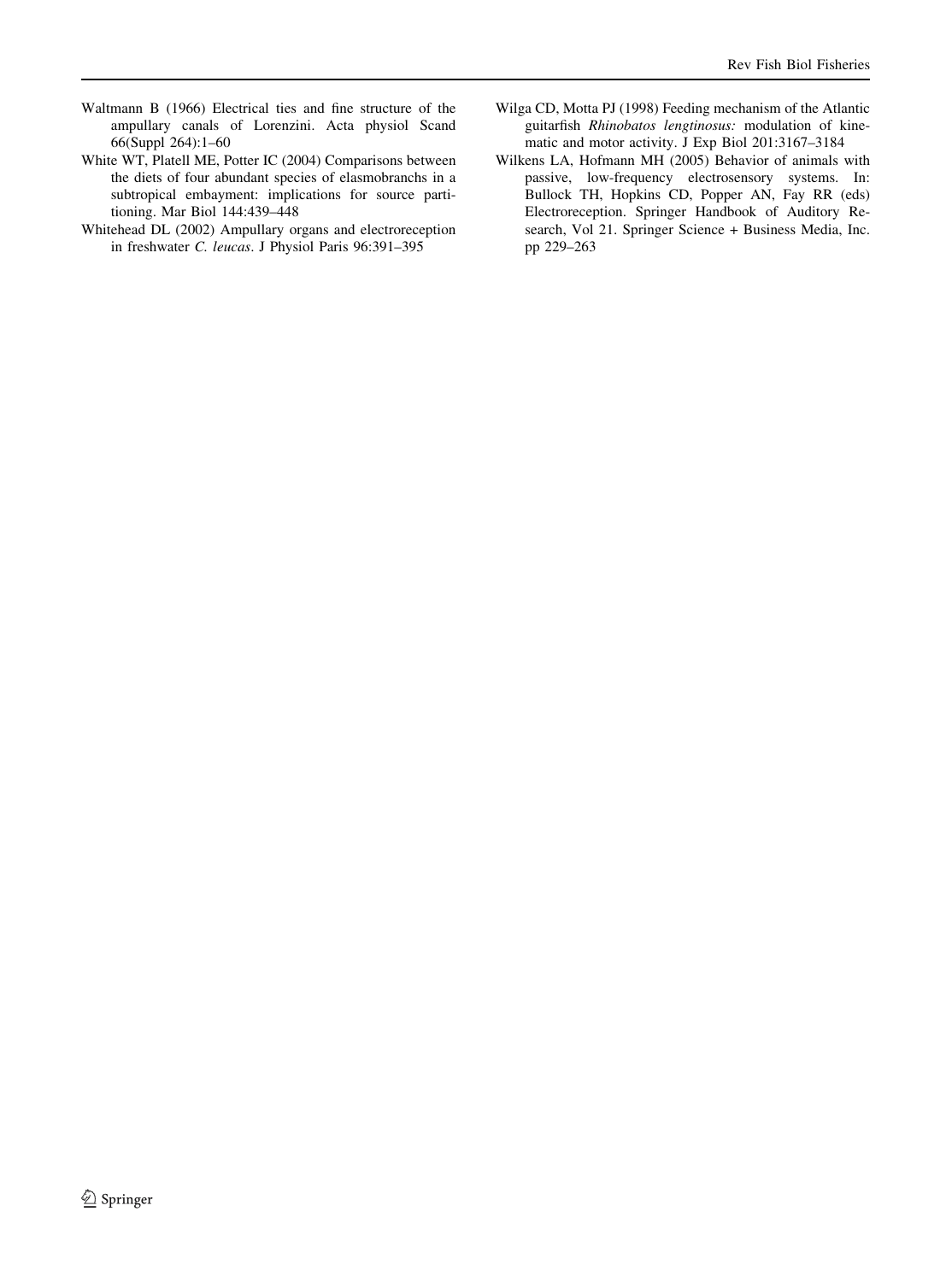Waltmann B (1966) Electrical ties and fine structure of the ampullary canals of Lorenzini. Acta physiol Scand 66(Suppl 264):1–60

White WT, Platell ME, Potter IC (2004) Comparisons between the diets of four abundant species of elasmobranchs in a subtropical embayment: implications for source partitioning. Mar Biol 144:439–448

Whitehead DL (2002) Ampullary organs and electroreception in freshwater *C. leucas*. J Physiol Paris 96:391–395

Wilga CD, Motta PJ (1998) Feeding mechanism of the Atlantic guitarfish *Rhinobatos lengtinosus:* modulation of kinematic and motor activity. J Exp Biol 201:3167–3184

Wilkens LA, Hofmann MH (2005) Behavior of animals with passive, low-frequency electrosensory systems. In: Bullock TH, Hopkins CD, Popper AN, Fay RR (eds) Electroreception. Springer Handbook of Auditory Research, Vol 21. Springer Science + Business Media, Inc. pp 229–263